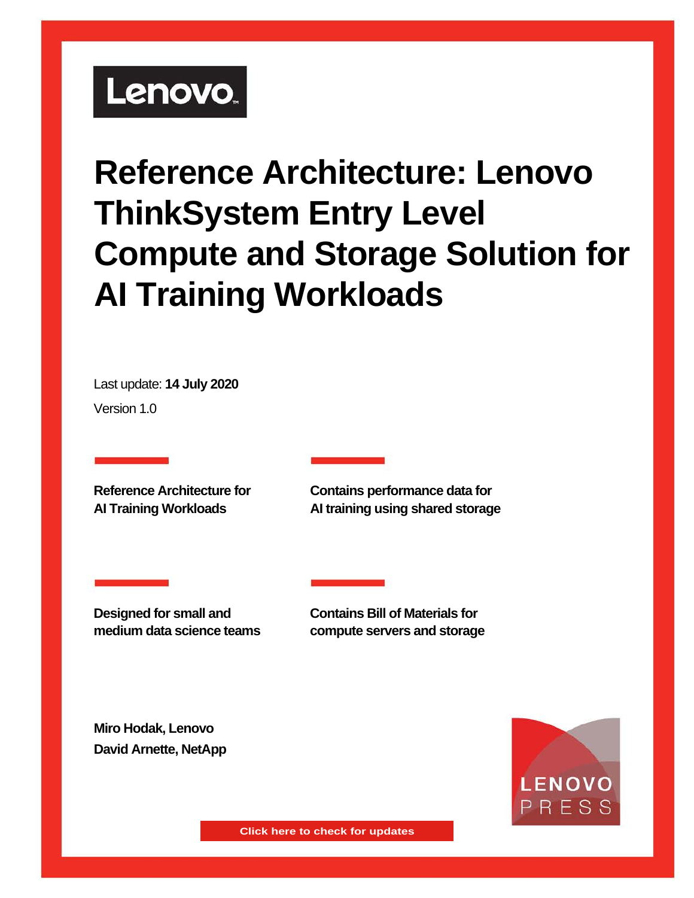Lenovo

# Reference Architecture: Lenovo ThinkSystem Entry Level Compute and Storage Solution for AI Training Workloads

Last update: **14 July 2020**

Version 1.0

**Reference Architecture for AI Training Workloads**

**Contains performance data for AI training using shared storage**

**Designed for small and medium data science teams**

**Contains Bill of Materials for compute servers and storage**

**Miro Hodak, Lenovo**

**David Arnette, NetApp**

LENOVO PRESS

Click here to check for updates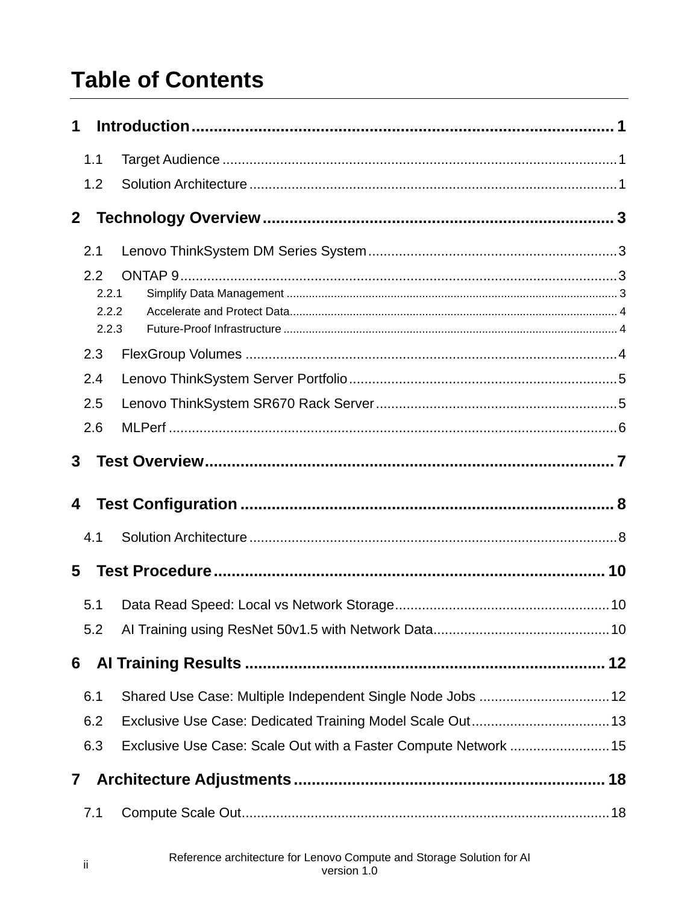# Table of Contents

**1 Introduction ... 1**

- 1.1 Target Audience ... 1
- 1.2 Solution Architecture ... 1

**2 Technology Overview ... 3**

- 2.1 Lenovo ThinkSystem DM Series System ... 3
- 2.2 ONTAP 9 ... 3
  - 2.2.1 Simplify Data Management ... 3
  - 2.2.2 Accelerate and Protect Data ... 4
  - 2.2.3 Future-Proof Infrastructure ... 4
- 2.3 FlexGroup Volumes ... 4
- 2.4 Lenovo ThinkSystem Server Portfolio ... 5
- 2.5 Lenovo ThinkSystem SR670 Rack Server ... 5
- 2.6 MLPerf ... 6

**3 Test Overview ... 7**

**4 Test Configuration ... 8**

- 4.1 Solution Architecture ... 8

**5 Test Procedure ... 10**

- 5.1 Data Read Speed: Local vs Network Storage ... 10
- 5.2 AI Training using ResNet 50v1.5 with Network Data ... 10

**6 AI Training Results ... 12**

- 6.1 Shared Use Case: Multiple Independent Single Node Jobs ... 12
- 6.2 Exclusive Use Case: Dedicated Training Model Scale Out ... 13
- 6.3 Exclusive Use Case: Scale Out with a Faster Compute Network ... 15

**7 Architecture Adjustments ... 18**

- 7.1 Compute Scale Out ... 18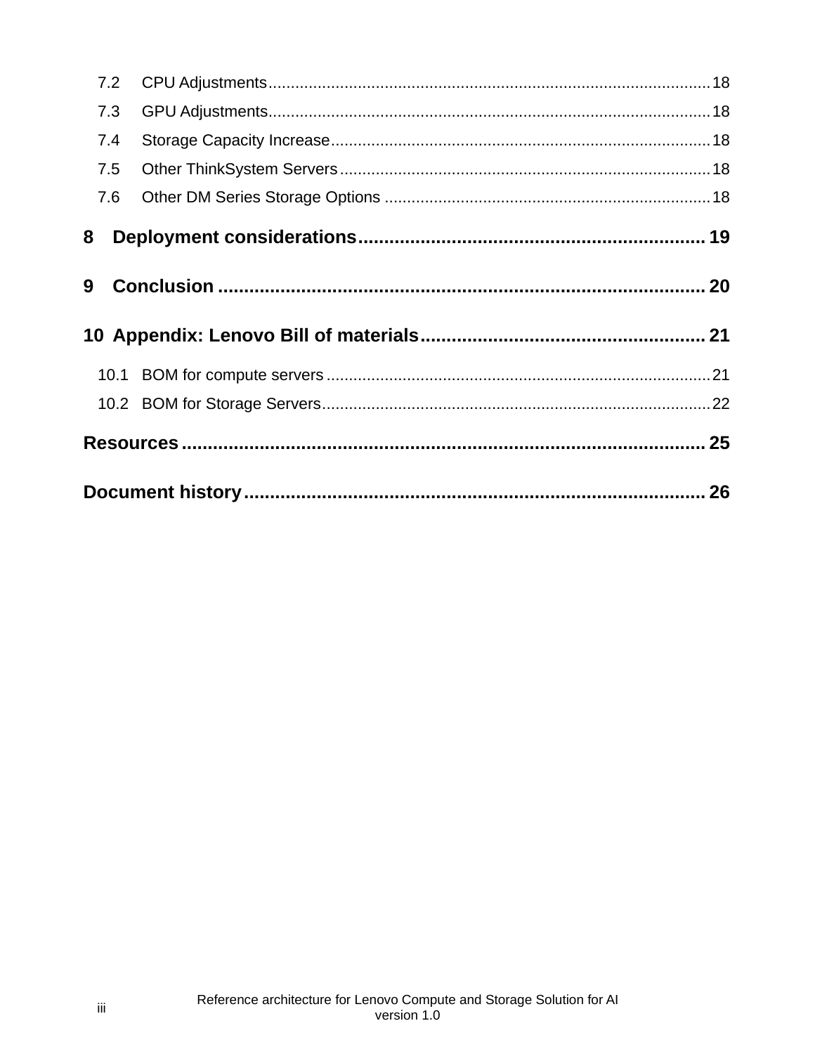7.2 CPU Adjustments .......... 18
7.3 GPU Adjustments .......... 18
7.4 Storage Capacity Increase .......... 18
7.5 Other ThinkSystem Servers .......... 18
7.6 Other DM Series Storage Options .......... 18

**8 Deployment considerations .......... 19**

**9 Conclusion .......... 20**

**10 Appendix: Lenovo Bill of materials .......... 21**

10.1 BOM for compute servers .......... 21
10.2 BOM for Storage Servers .......... 22

**Resources .......... 25**

**Document history .......... 26**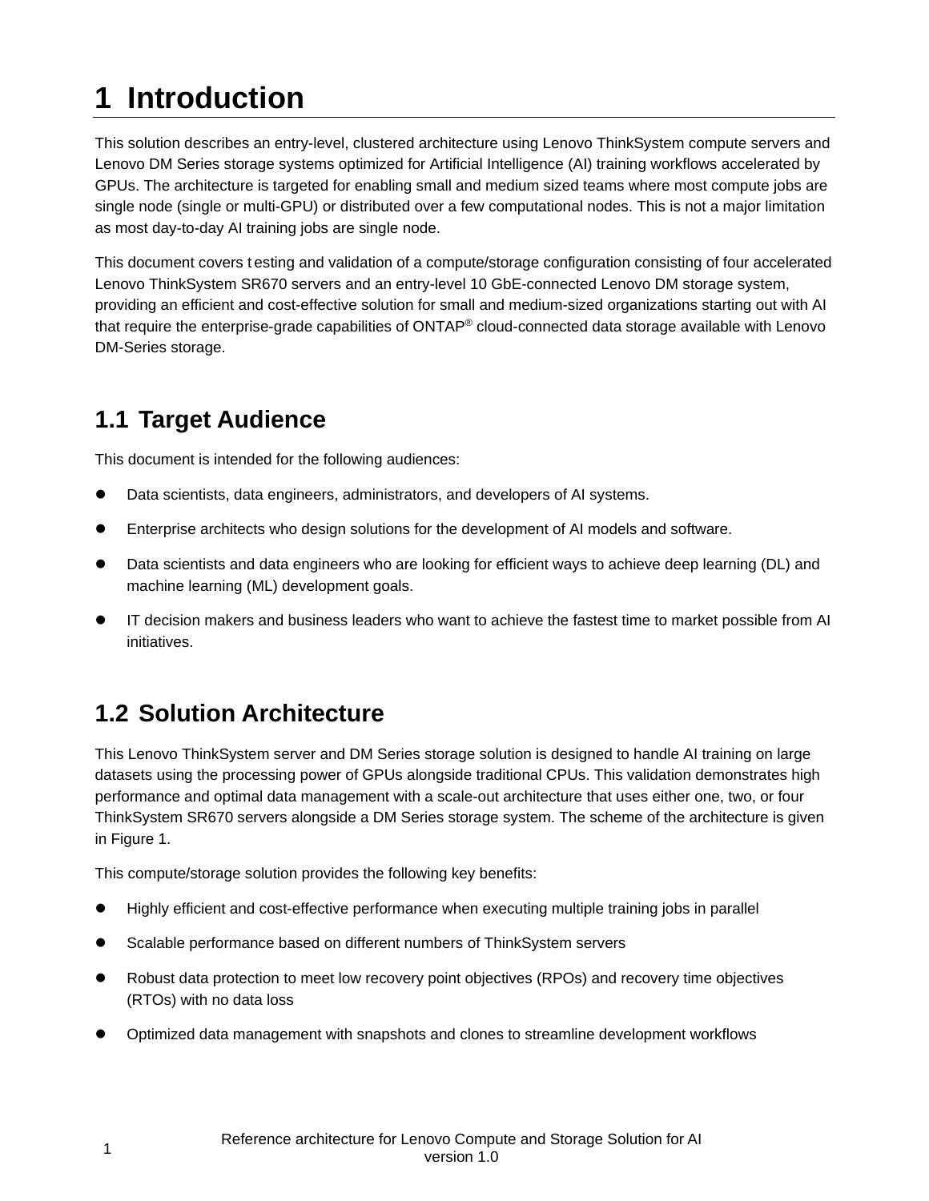# 1 Introduction

This solution describes an entry-level, clustered architecture using Lenovo ThinkSystem compute servers and Lenovo DM Series storage systems optimized for Artificial Intelligence (AI) training workflows accelerated by GPUs. The architecture is targeted for enabling small and medium sized teams where most compute jobs are single node (single or multi-GPU) or distributed over a few computational nodes. This is not a major limitation as most day-to-day AI training jobs are single node.

This document covers testing and validation of a compute/storage configuration consisting of four accelerated Lenovo ThinkSystem SR670 servers and an entry-level 10 GbE-connected Lenovo DM storage system, providing an efficient and cost-effective solution for small and medium-sized organizations starting out with AI that require the enterprise-grade capabilities of ONTAP® cloud-connected data storage available with Lenovo DM-Series storage.

## 1.1 Target Audience

This document is intended for the following audiences:

- Data scientists, data engineers, administrators, and developers of AI systems.
- Enterprise architects who design solutions for the development of AI models and software.
- Data scientists and data engineers who are looking for efficient ways to achieve deep learning (DL) and machine learning (ML) development goals.
- IT decision makers and business leaders who want to achieve the fastest time to market possible from AI initiatives.

## 1.2 Solution Architecture

This Lenovo ThinkSystem server and DM Series storage solution is designed to handle AI training on large datasets using the processing power of GPUs alongside traditional CPUs. This validation demonstrates high performance and optimal data management with a scale-out architecture that uses either one, two, or four ThinkSystem SR670 servers alongside a DM Series storage system. The scheme of the architecture is given in Figure 1.

This compute/storage solution provides the following key benefits:

- Highly efficient and cost-effective performance when executing multiple training jobs in parallel
- Scalable performance based on different numbers of ThinkSystem servers
- Robust data protection to meet low recovery point objectives (RPOs) and recovery time objectives (RTOs) with no data loss
- Optimized data management with snapshots and clones to streamline development workflows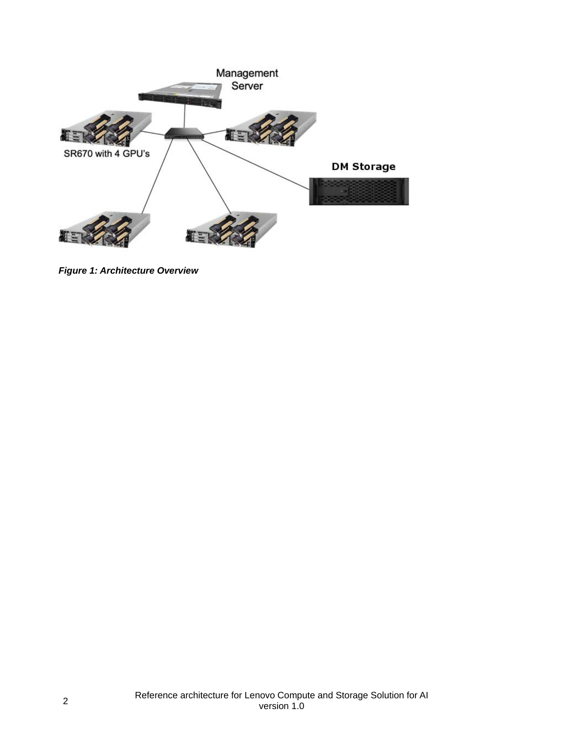*Figure 1: Architecture Overview*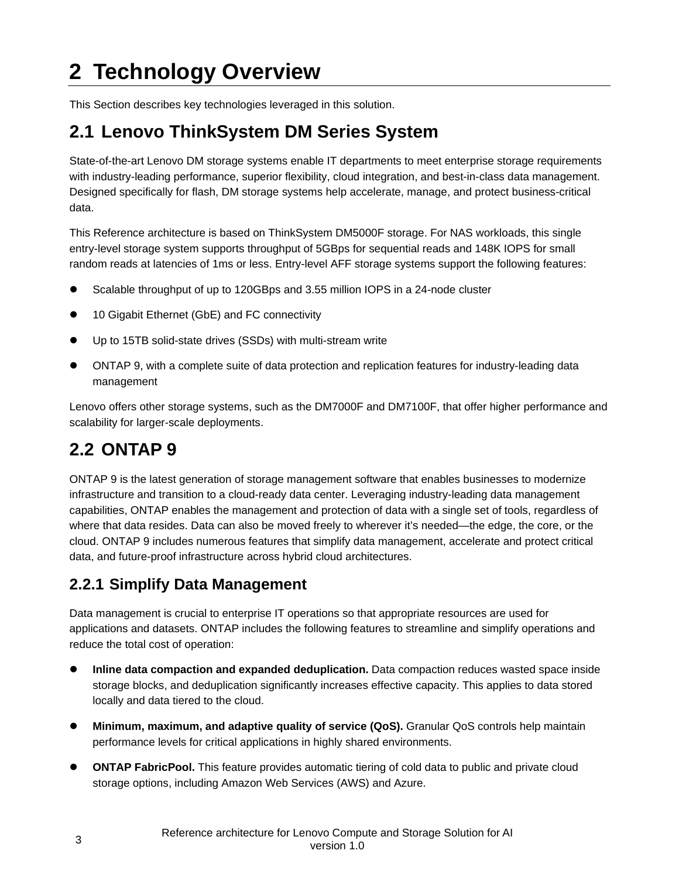# 2 Technology Overview

This Section describes key technologies leveraged in this solution.

## 2.1 Lenovo ThinkSystem DM Series System

State-of-the-art Lenovo DM storage systems enable IT departments to meet enterprise storage requirements with industry-leading performance, superior flexibility, cloud integration, and best-in-class data management. Designed specifically for flash, DM storage systems help accelerate, manage, and protect business-critical data.

This Reference architecture is based on ThinkSystem DM5000F storage. For NAS workloads, this single entry-level storage system supports throughput of 5GBps for sequential reads and 148K IOPS for small random reads at latencies of 1ms or less. Entry-level AFF storage systems support the following features:

- Scalable throughput of up to 120GBps and 3.55 million IOPS in a 24-node cluster
- 10 Gigabit Ethernet (GbE) and FC connectivity
- Up to 15TB solid-state drives (SSDs) with multi-stream write
- ONTAP 9, with a complete suite of data protection and replication features for industry-leading data management

Lenovo offers other storage systems, such as the DM7000F and DM7100F, that offer higher performance and scalability for larger-scale deployments.

## 2.2 ONTAP 9

ONTAP 9 is the latest generation of storage management software that enables businesses to modernize infrastructure and transition to a cloud-ready data center. Leveraging industry-leading data management capabilities, ONTAP enables the management and protection of data with a single set of tools, regardless of where that data resides. Data can also be moved freely to wherever it's needed—the edge, the core, or the cloud. ONTAP 9 includes numerous features that simplify data management, accelerate and protect critical data, and future-proof infrastructure across hybrid cloud architectures.

### 2.2.1 Simplify Data Management

Data management is crucial to enterprise IT operations so that appropriate resources are used for applications and datasets. ONTAP includes the following features to streamline and simplify operations and reduce the total cost of operation:

- **Inline data compaction and expanded deduplication.** Data compaction reduces wasted space inside storage blocks, and deduplication significantly increases effective capacity. This applies to data stored locally and data tiered to the cloud.
- **Minimum, maximum, and adaptive quality of service (QoS).** Granular QoS controls help maintain performance levels for critical applications in highly shared environments.
- **ONTAP FabricPool.** This feature provides automatic tiering of cold data to public and private cloud storage options, including Amazon Web Services (AWS) and Azure.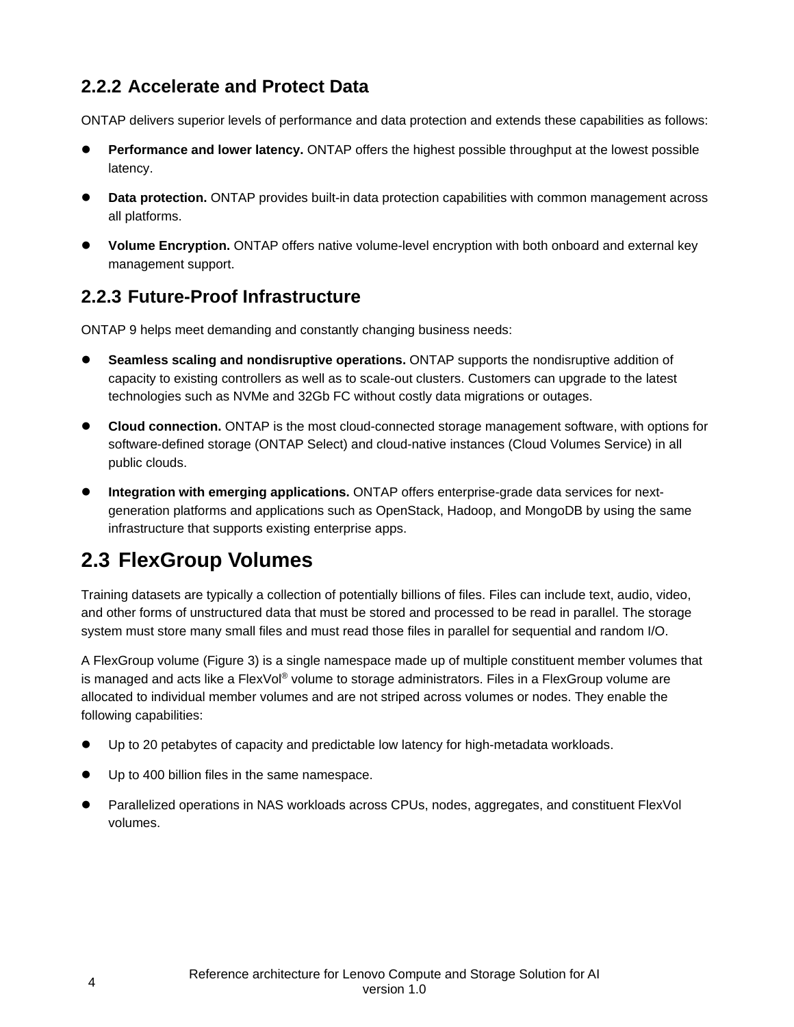### 2.2.2 Accelerate and Protect Data

ONTAP delivers superior levels of performance and data protection and extends these capabilities as follows:

- **Performance and lower latency.** ONTAP offers the highest possible throughput at the lowest possible latency.
- **Data protection.** ONTAP provides built-in data protection capabilities with common management across all platforms.
- **Volume Encryption.** ONTAP offers native volume-level encryption with both onboard and external key management support.

### 2.2.3 Future-Proof Infrastructure

ONTAP 9 helps meet demanding and constantly changing business needs:

- **Seamless scaling and nondisruptive operations.** ONTAP supports the nondisruptive addition of capacity to existing controllers as well as to scale-out clusters. Customers can upgrade to the latest technologies such as NVMe and 32Gb FC without costly data migrations or outages.
- **Cloud connection.** ONTAP is the most cloud-connected storage management software, with options for software-defined storage (ONTAP Select) and cloud-native instances (Cloud Volumes Service) in all public clouds.
- **Integration with emerging applications.** ONTAP offers enterprise-grade data services for next-generation platforms and applications such as OpenStack, Hadoop, and MongoDB by using the same infrastructure that supports existing enterprise apps.

## 2.3 FlexGroup Volumes

Training datasets are typically a collection of potentially billions of files. Files can include text, audio, video, and other forms of unstructured data that must be stored and processed to be read in parallel. The storage system must store many small files and must read those files in parallel for sequential and random I/O.

A FlexGroup volume (Figure 3) is a single namespace made up of multiple constituent member volumes that is managed and acts like a FlexVol® volume to storage administrators. Files in a FlexGroup volume are allocated to individual member volumes and are not striped across volumes or nodes. They enable the following capabilities:

- Up to 20 petabytes of capacity and predictable low latency for high-metadata workloads.
- Up to 400 billion files in the same namespace.
- Parallelized operations in NAS workloads across CPUs, nodes, aggregates, and constituent FlexVol volumes.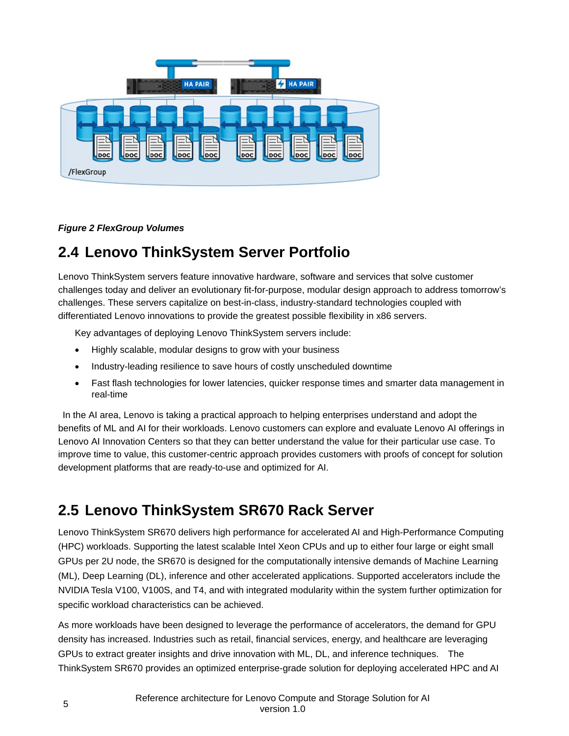*Figure 2 FlexGroup Volumes*

## 2.4 Lenovo ThinkSystem Server Portfolio

Lenovo ThinkSystem servers feature innovative hardware, software and services that solve customer challenges today and deliver an evolutionary fit-for-purpose, modular design approach to address tomorrow's challenges. These servers capitalize on best-in-class, industry-standard technologies coupled with differentiated Lenovo innovations to provide the greatest possible flexibility in x86 servers.

Key advantages of deploying Lenovo ThinkSystem servers include:

- Highly scalable, modular designs to grow with your business
- Industry-leading resilience to save hours of costly unscheduled downtime
- Fast flash technologies for lower latencies, quicker response times and smarter data management in real-time

In the AI area, Lenovo is taking a practical approach to helping enterprises understand and adopt the benefits of ML and AI for their workloads. Lenovo customers can explore and evaluate Lenovo AI offerings in Lenovo AI Innovation Centers so that they can better understand the value for their particular use case. To improve time to value, this customer-centric approach provides customers with proofs of concept for solution development platforms that are ready-to-use and optimized for AI.

## 2.5 Lenovo ThinkSystem SR670 Rack Server

Lenovo ThinkSystem SR670 delivers high performance for accelerated AI and High-Performance Computing (HPC) workloads. Supporting the latest scalable Intel Xeon CPUs and up to either four large or eight small GPUs per 2U node, the SR670 is designed for the computationally intensive demands of Machine Learning (ML), Deep Learning (DL), inference and other accelerated applications. Supported accelerators include the NVIDIA Tesla V100, V100S, and T4, and with integrated modularity within the system further optimization for specific workload characteristics can be achieved.

As more workloads have been designed to leverage the performance of accelerators, the demand for GPU density has increased. Industries such as retail, financial services, energy, and healthcare are leveraging GPUs to extract greater insights and drive innovation with ML, DL, and inference techniques. The ThinkSystem SR670 provides an optimized enterprise-grade solution for deploying accelerated HPC and AI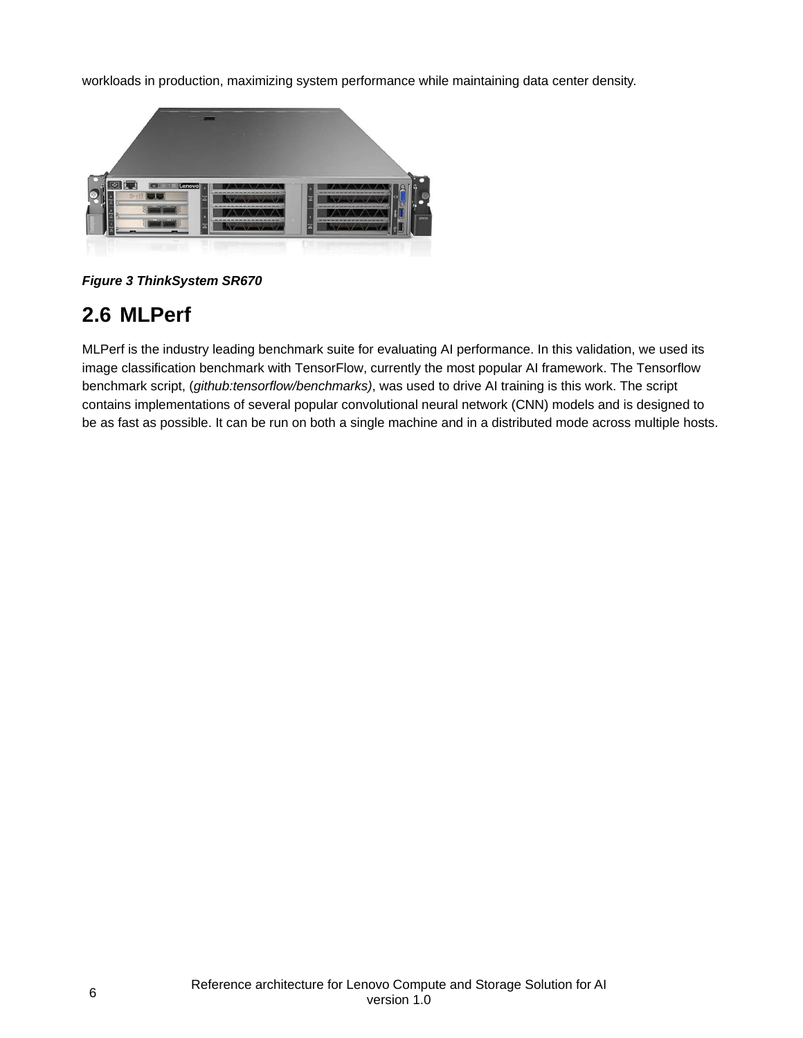workloads in production, maximizing system performance while maintaining data center density.

***Figure 3 ThinkSystem SR670***

## 2.6 MLPerf

MLPerf is the industry leading benchmark suite for evaluating AI performance. In this validation, we used its image classification benchmark with TensorFlow, currently the most popular AI framework. The Tensorflow benchmark script, (*github:tensorflow/benchmarks)*, was used to drive AI training is this work. The script contains implementations of several popular convolutional neural network (CNN) models and is designed to be as fast as possible. It can be run on both a single machine and in a distributed mode across multiple hosts.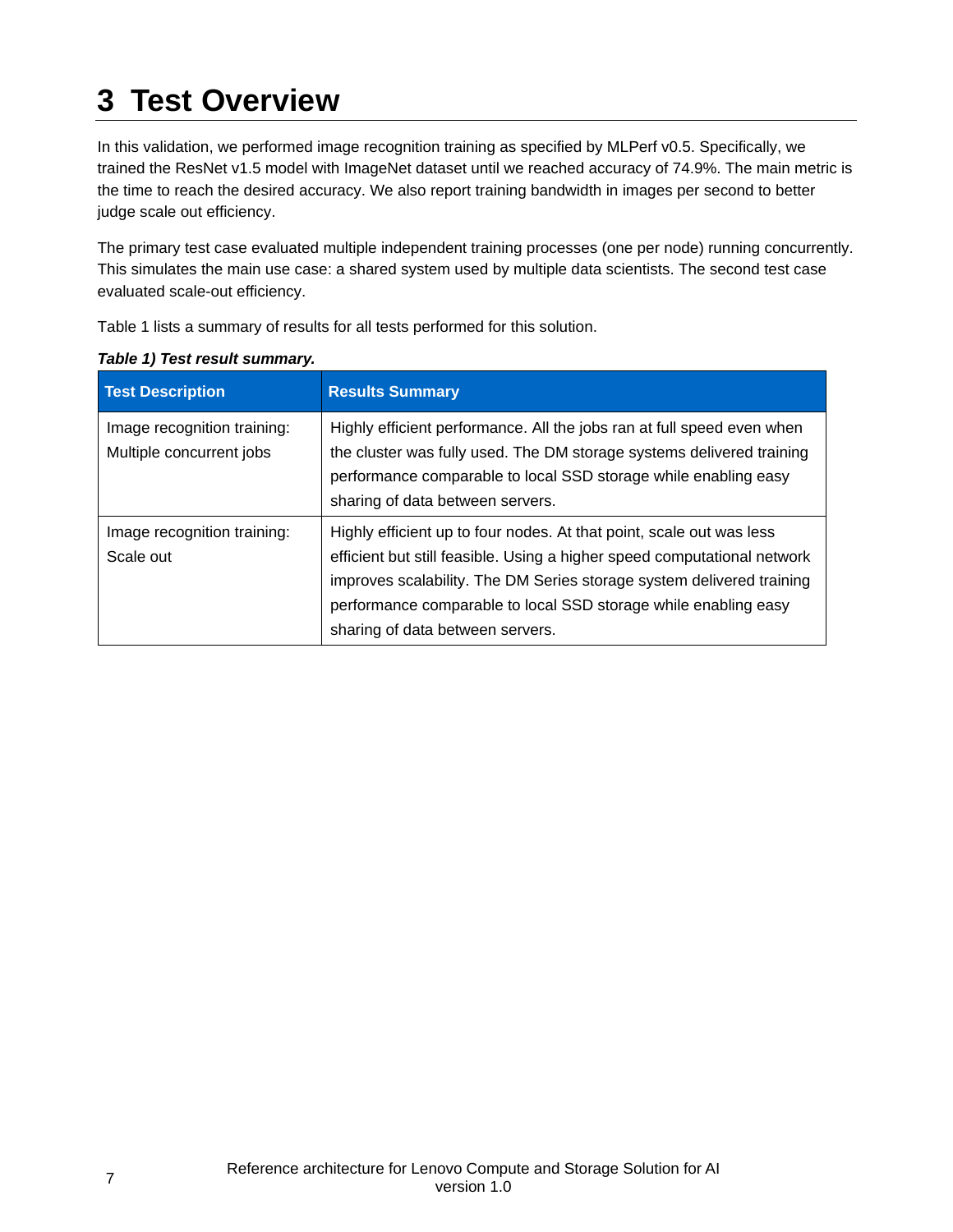# 3 Test Overview

In this validation, we performed image recognition training as specified by MLPerf v0.5. Specifically, we trained the ResNet v1.5 model with ImageNet dataset until we reached accuracy of 74.9%. The main metric is the time to reach the desired accuracy. We also report training bandwidth in images per second to better judge scale out efficiency.

The primary test case evaluated multiple independent training processes (one per node) running concurrently. This simulates the main use case: a shared system used by multiple data scientists. The second test case evaluated scale-out efficiency.

Table 1 lists a summary of results for all tests performed for this solution.

***Table 1) Test result summary.***

| Test Description | Results Summary |
| --- | --- |
| Image recognition training: Multiple concurrent jobs | Highly efficient performance. All the jobs ran at full speed even when the cluster was fully used. The DM storage systems delivered training performance comparable to local SSD storage while enabling easy sharing of data between servers. |
| Image recognition training: Scale out | Highly efficient up to four nodes. At that point, scale out was less efficient but still feasible. Using a higher speed computational network improves scalability. The DM Series storage system delivered training performance comparable to local SSD storage while enabling easy sharing of data between servers. |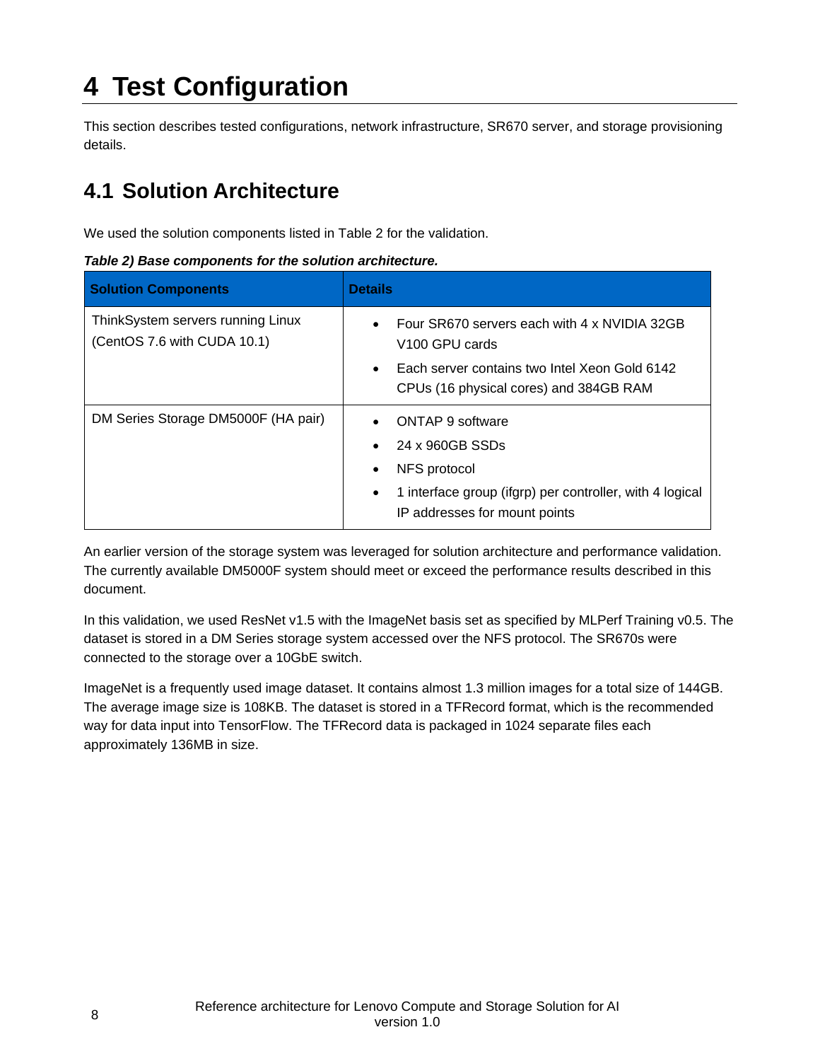# 4 Test Configuration

This section describes tested configurations, network infrastructure, SR670 server, and storage provisioning details.

## 4.1 Solution Architecture

We used the solution components listed in Table 2 for the validation.

***Table 2) Base components for the solution architecture.***

| Solution Components | Details |
| --- | --- |
| ThinkSystem servers running Linux (CentOS 7.6 with CUDA 10.1) | • Four SR670 servers each with 4 x NVIDIA 32GB V100 GPU cards<br>• Each server contains two Intel Xeon Gold 6142 CPUs (16 physical cores) and 384GB RAM |
| DM Series Storage DM5000F (HA pair) | • ONTAP 9 software<br>• 24 x 960GB SSDs<br>• NFS protocol<br>• 1 interface group (ifgrp) per controller, with 4 logical IP addresses for mount points |

An earlier version of the storage system was leveraged for solution architecture and performance validation. The currently available DM5000F system should meet or exceed the performance results described in this document.

In this validation, we used ResNet v1.5 with the ImageNet basis set as specified by MLPerf Training v0.5. The dataset is stored in a DM Series storage accessed over the NFS protocol. The SR670s were connected to the storage over a 10GbE switch.

ImageNet is a frequently used image dataset. It contains almost 1.3 million images for a total size of 144GB. The average image size is 108KB. The dataset is stored in a TFRecord format, which is the recommended way for data input into TensorFlow. The TFRecord data is packaged in 1024 separate files each approximately 136MB in size.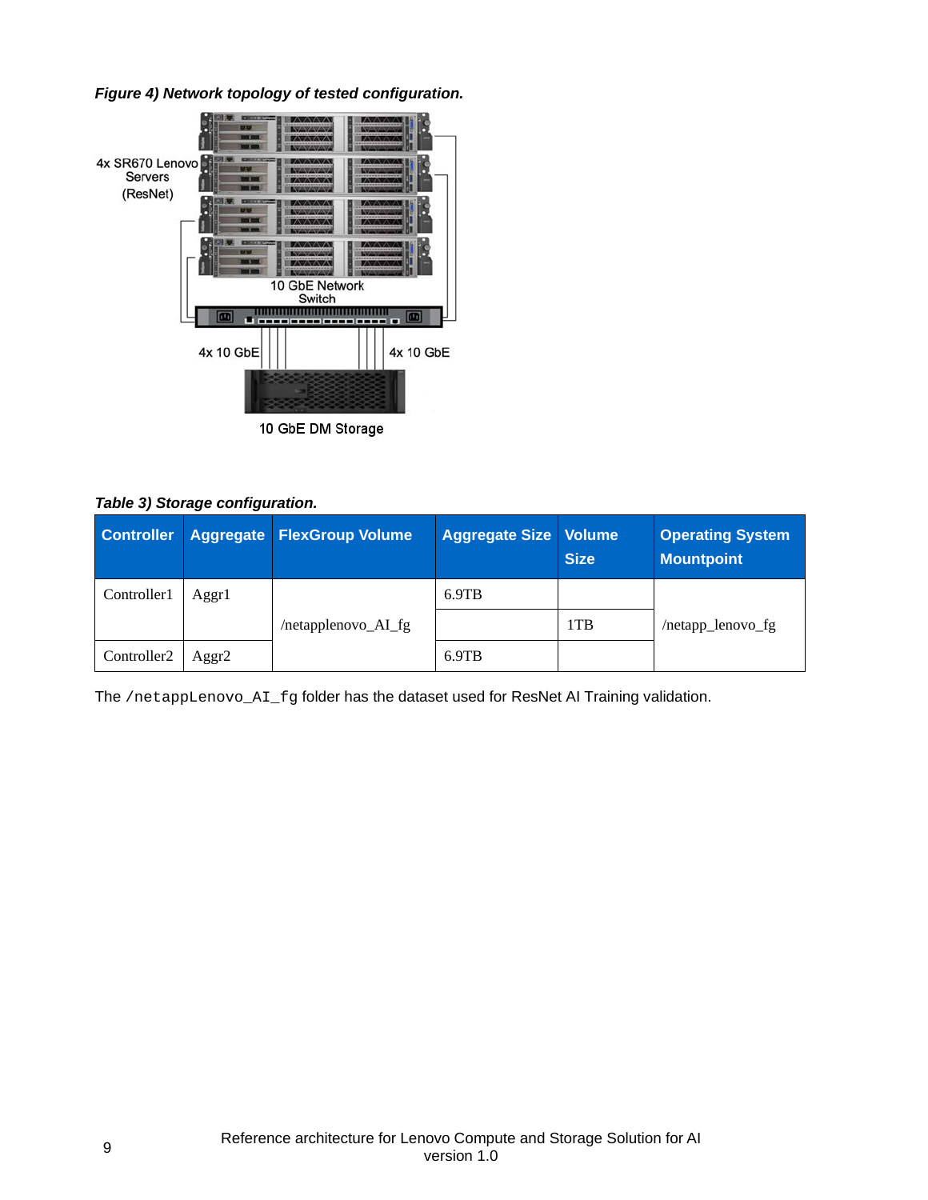*Figure 4) Network topology of tested configuration.*

4x SR670 Lenovo Servers (ResNet)

10 GbE Network Switch

4x 10 GbE

4x 10 GbE

10 GbE DM Storage

*Table 3) Storage configuration.*

| Controller | Aggregate | FlexGroup Volume | Aggregate Size | Volume Size | Operating System Mountpoint |
| --- | --- | --- | --- | --- | --- |
| Controller1 | Aggr1 | /netapplenovo_AI_fg | 6.9TB | 1TB | /netapp_lenovo_fg |
| Controller2 | Aggr2 | | 6.9TB | | |

The `/netappLenovo_AI_fg` folder has the dataset used for ResNet AI Training validation.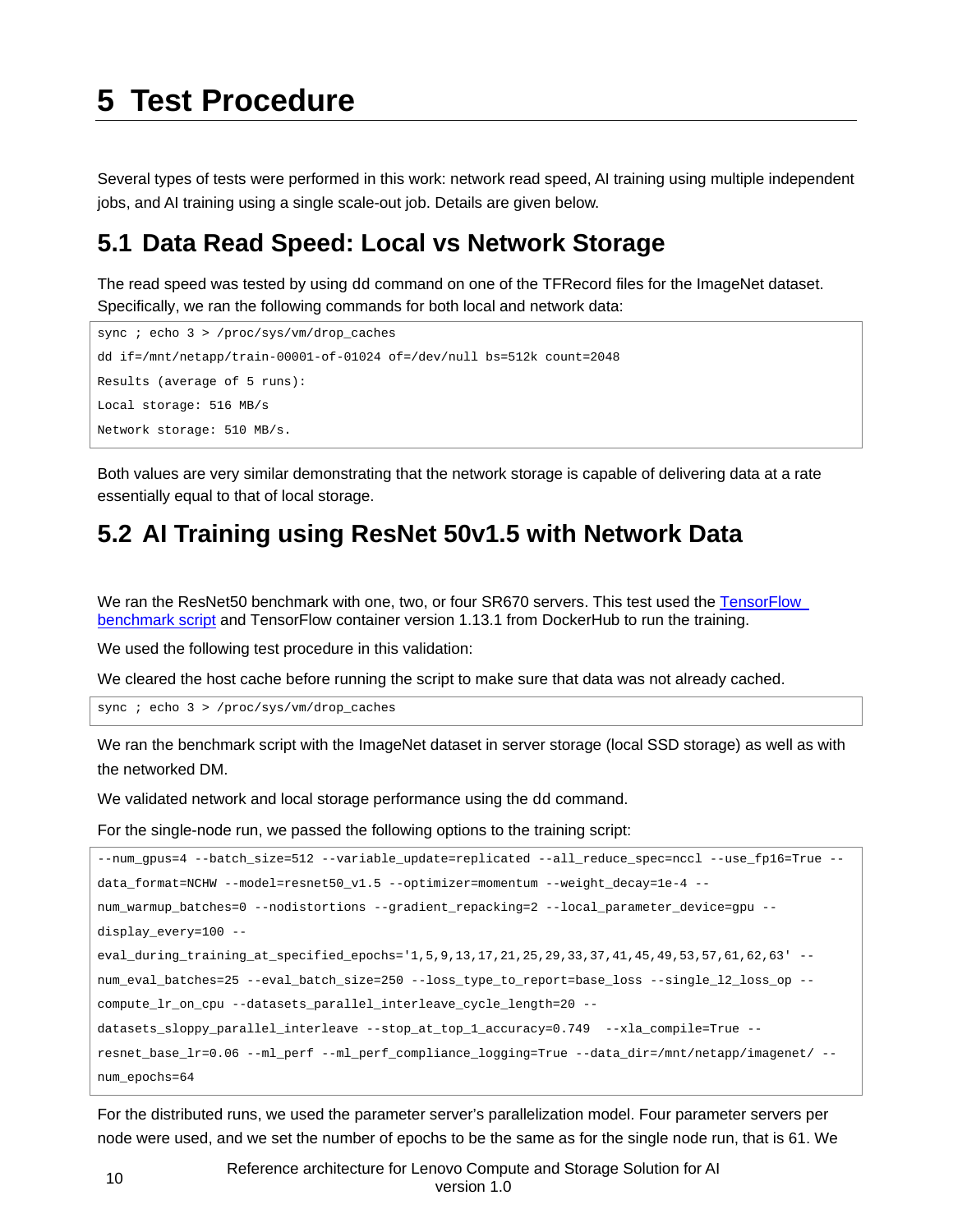# 5 Test Procedure

Several types of tests were performed in this work: network read speed, AI training using multiple independent jobs, and AI training using a single scale-out job. Details are given below.

## 5.1 Data Read Speed: Local vs Network Storage

The read speed was tested by using dd command on one of the TFRecord files for the ImageNet dataset. Specifically, we ran the following commands for both local and network data:

```
sync ; echo 3 > /proc/sys/vm/drop_caches
dd if=/mnt/netapp/train-00001-of-01024 of=/dev/null bs=512k count=2048
Results (average of 5 runs):
Local storage: 516 MB/s
Network storage: 510 MB/s.
```

Both values are very similar demonstrating that the network storage is capable of delivering data at a rate essentially equal to that of local storage.

## 5.2 AI Training using ResNet 50v1.5 with Network Data

We ran the ResNet50 benchmark with one, two, or four SR670 servers. This test used the TensorFlow benchmark script and TensorFlow container version 1.13.1 from DockerHub to run the training.

We used the following test procedure in this validation:

We cleared the host cache before running the script to make sure that data was not already cached.

```
sync ; echo 3 > /proc/sys/vm/drop_caches
```

We ran the benchmark script with the ImageNet dataset in server storage (local SSD storage) as well as with the networked DM.

We validated network and local storage performance using the dd command.

For the single-node run, we passed the following options to the training script:

```
--num_gpus=4 --batch_size=512 --variable_update=replicated --all_reduce_spec=nccl --use_fp16=True --
data_format=NCHW --model=resnet50_v1.5 --optimizer=momentum --weight_decay=1e-4 --
num_warmup_batches=0 --nodistortions --gradient_repacking=2 --local_parameter_device=gpu --
display_every=100 --
eval_during_training_at_specified_epochs='1,5,9,13,17,21,25,29,33,37,41,45,49,53,57,61,62,63' --
num_eval_batches=25 --eval_batch_size=250 --loss_type_to_report=base_loss --single_l2_loss_op --
compute_lr_on_cpu --datasets_parallel_interleave_cycle_length=20 --
datasets_sloppy_parallel_interleave --stop_at_top_1_accuracy=0.749  --xla_compile=True --
resnet_base_lr=0.06 --ml_perf --ml_perf_compliance_logging=True --data_dir=/mnt/netapp/imagenet/ --
num_epochs=64
```

For the distributed runs, we used the parameter server's parallelization model. Four parameter servers per node were used, and we set the number of epochs to be the same as for the single node run, that is 61. We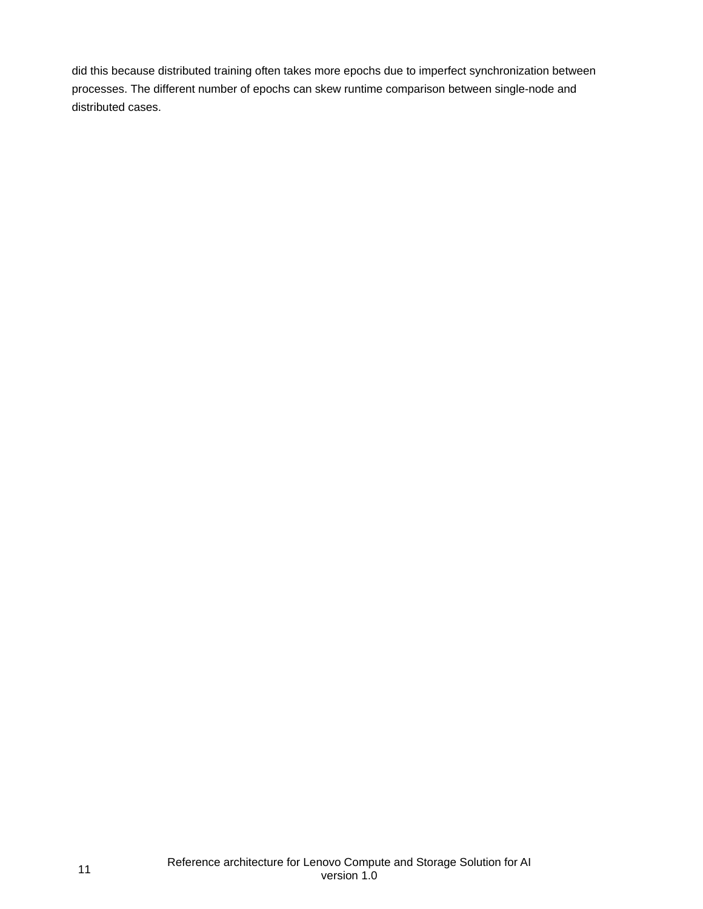did this because distributed training often takes more epochs due to imperfect synchronization between processes. The different number of epochs can skew runtime comparison between single-node and distributed cases.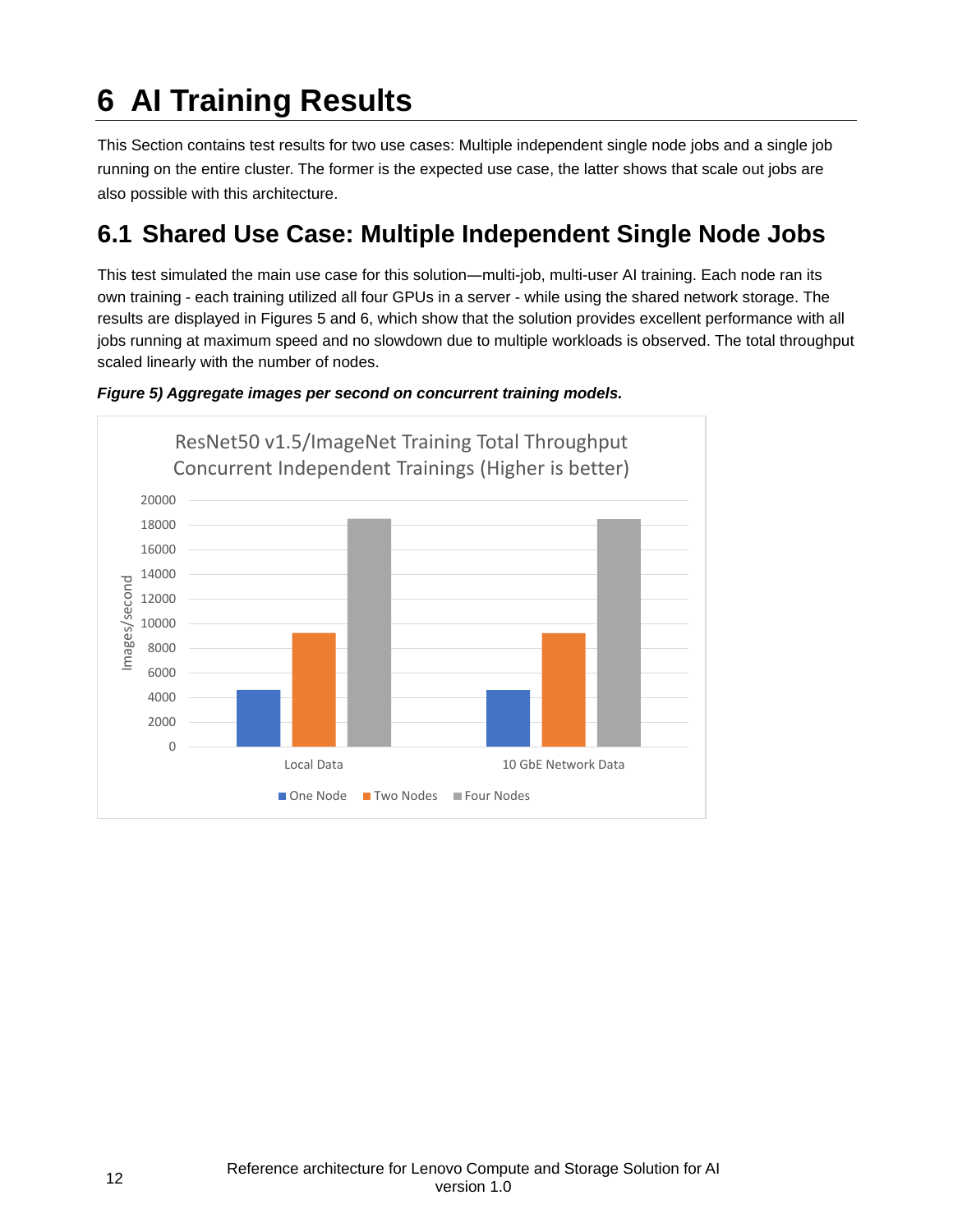# 6 AI Training Results

This Section contains test results for two use cases: Multiple independent single node jobs and a single job running on the entire cluster. The former is the expected use case, the latter shows that scale out jobs are also possible with this architecture.

## 6.1 Shared Use Case: Multiple Independent Single Node Jobs

This test simulated the main use case for this solution—multi-job, multi-user AI training. Each node ran its own training - each training utilized all four GPUs in a server - while using the shared network storage. The results are displayed in Figures 5 and 6, which show that the solution provides excellent performance with all jobs running at maximum speed and no slowdown due to multiple workloads is observed. The total throughput scaled linearly with the number of nodes.

***Figure 5) Aggregate images per second on concurrent training models.***

ResNet50 v1.5/ImageNet Training Total Throughput
Concurrent Independent Trainings (Higher is better)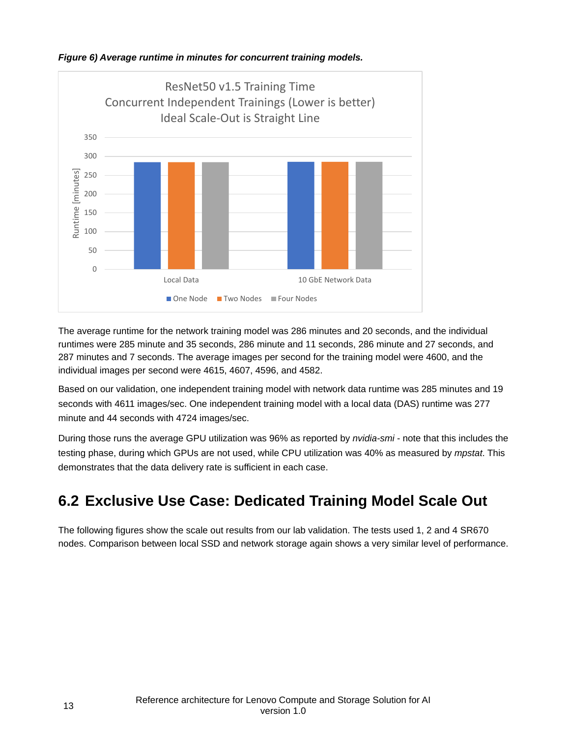*Figure 6) Average runtime in minutes for concurrent training models.*

The average runtime for the network training model was 286 minutes and 20 seconds, and the individual runtimes were 285 minute and 35 seconds, 286 minute and 11 seconds, 286 minute and 27 seconds, and 287 minutes and 7 seconds. The average images per second for the training model were 4600, and the individual images per second were 4615, 4607, 4596, and 4582.

Based on our validation, one independent training model with network data runtime was 285 minutes and 19 seconds with 4611 images/sec. One independent training model with a local data (DAS) runtime was 277 minute and 44 seconds with 4724 images/sec.

During those runs the average GPU utilization was 96% as reported by *nvidia-smi* - note that this includes the testing phase, during which GPUs are not used, while CPU utilization was 40% as measured by *mpstat*. This demonstrates that the data delivery rate is sufficient in each case.

## 6.2 Exclusive Use Case: Dedicated Training Model Scale Out

The following figures show the scale out results from our lab validation. The tests used 1, 2 and 4 SR670 nodes. Comparison between local SSD and network storage again shows a very similar level of performance.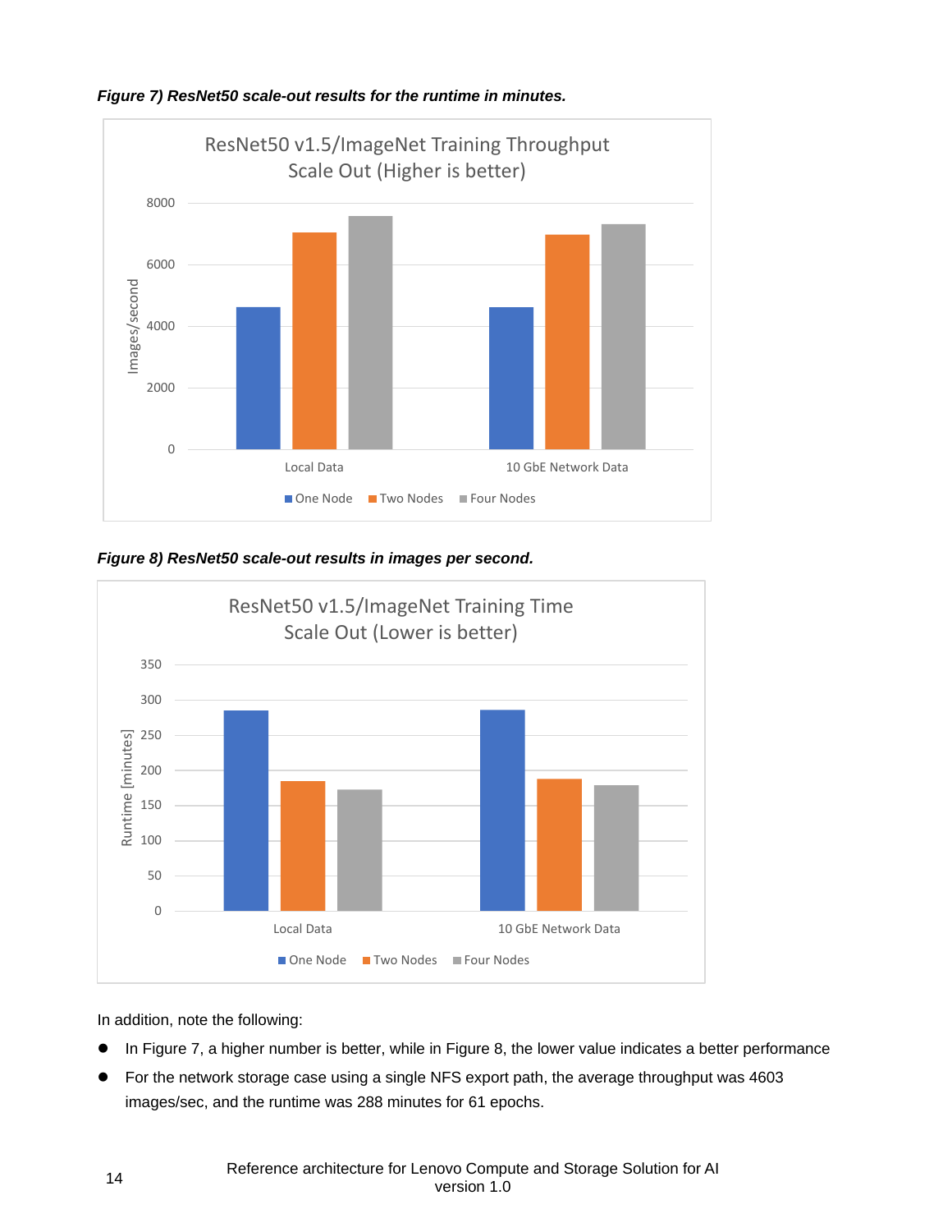*Figure 7) ResNet50 scale-out results for the runtime in minutes.*

*Figure 8) ResNet50 scale-out results in images per second.*

In addition, note the following:

- In Figure 7, a higher number is better, while in Figure 8, the lower value indicates a better performance
- For the network storage case using a single NFS export path, the average throughput was 4603 images/sec, and the runtime was 288 minutes for 61 epochs.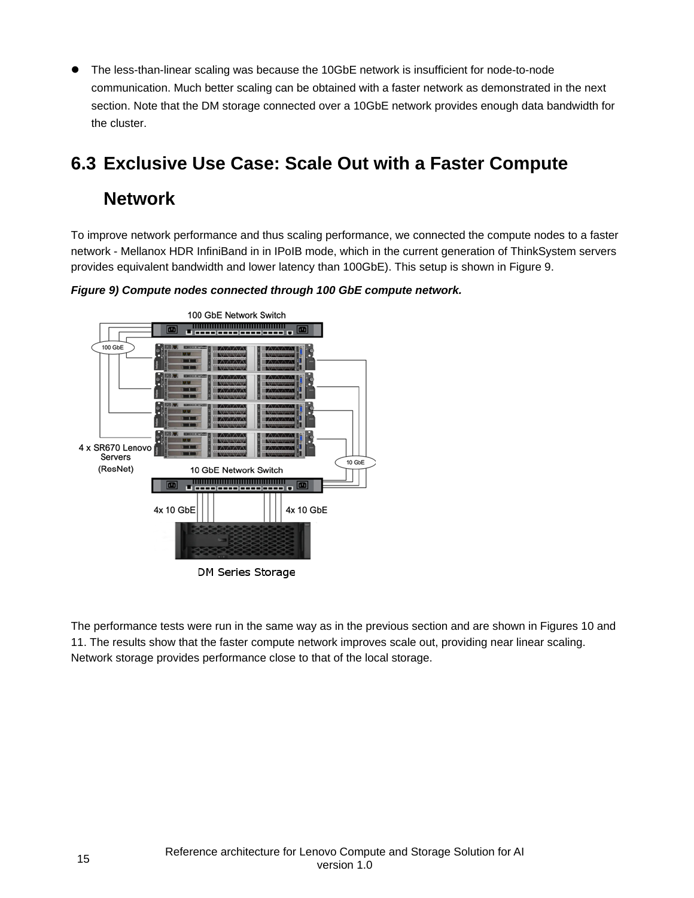- The less-than-linear scaling was because the 10GbE network is insufficient for node-to-node communication. Much better scaling can be obtained with a faster network as demonstrated in the next section. Note that the DM storage connected over a 10GbE network provides enough data bandwidth for the cluster.

## 6.3 Exclusive Use Case: Scale Out with a Faster Compute Network

To improve network performance and thus scaling performance, we connected the compute nodes to a faster network - Mellanox HDR InfiniBand in in IPoIB mode, which in the current generation of ThinkSystem servers provides equivalent bandwidth and lower latency than 100GbE). This setup is shown in Figure 9.

***Figure 9) Compute nodes connected through 100 GbE compute network.***

The performance tests were run in the same way as in the previous section and are shown in Figures 10 and 11. The results show that the faster compute network improves scale out, providing near linear scaling. Network storage provides performance close to that of the local storage.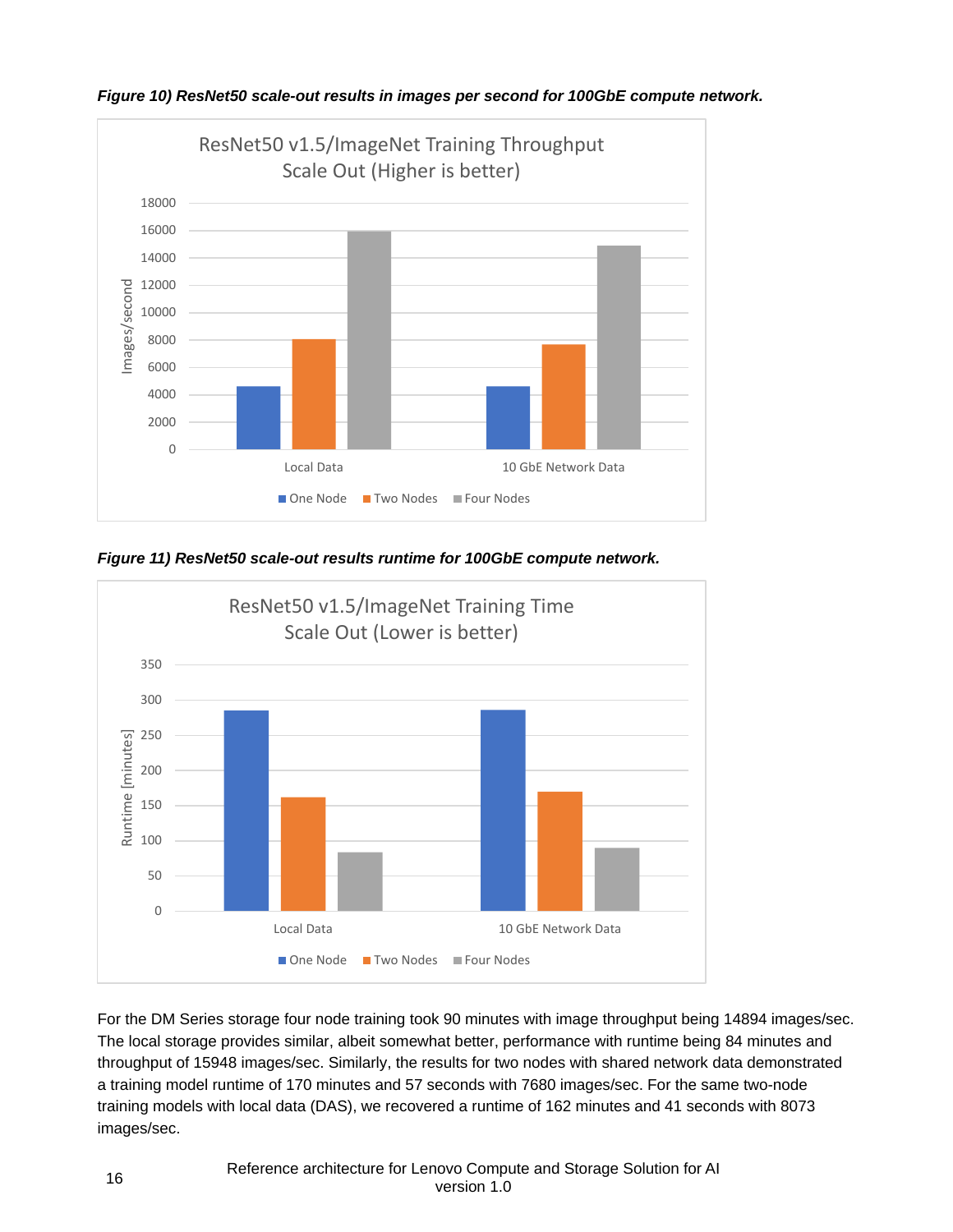*Figure 10) ResNet50 scale-out results in images per second for 100GbE compute network.*

*Figure 11) ResNet50 scale-out results runtime for 100GbE compute network.*

For the DM Series storage four node training took 90 minutes with image throughput being 14894 images/sec. The local storage provides similar, albeit somewhat better, performance with runtime being 84 minutes and throughput of 15948 images/sec. Similarly, the results for two nodes with shared network data demonstrated a training model runtime of 170 minutes and 57 seconds with 7680 images/sec. For the same two-node training models with local data (DAS), we recovered a runtime of 162 minutes and 41 seconds with 8073 images/sec.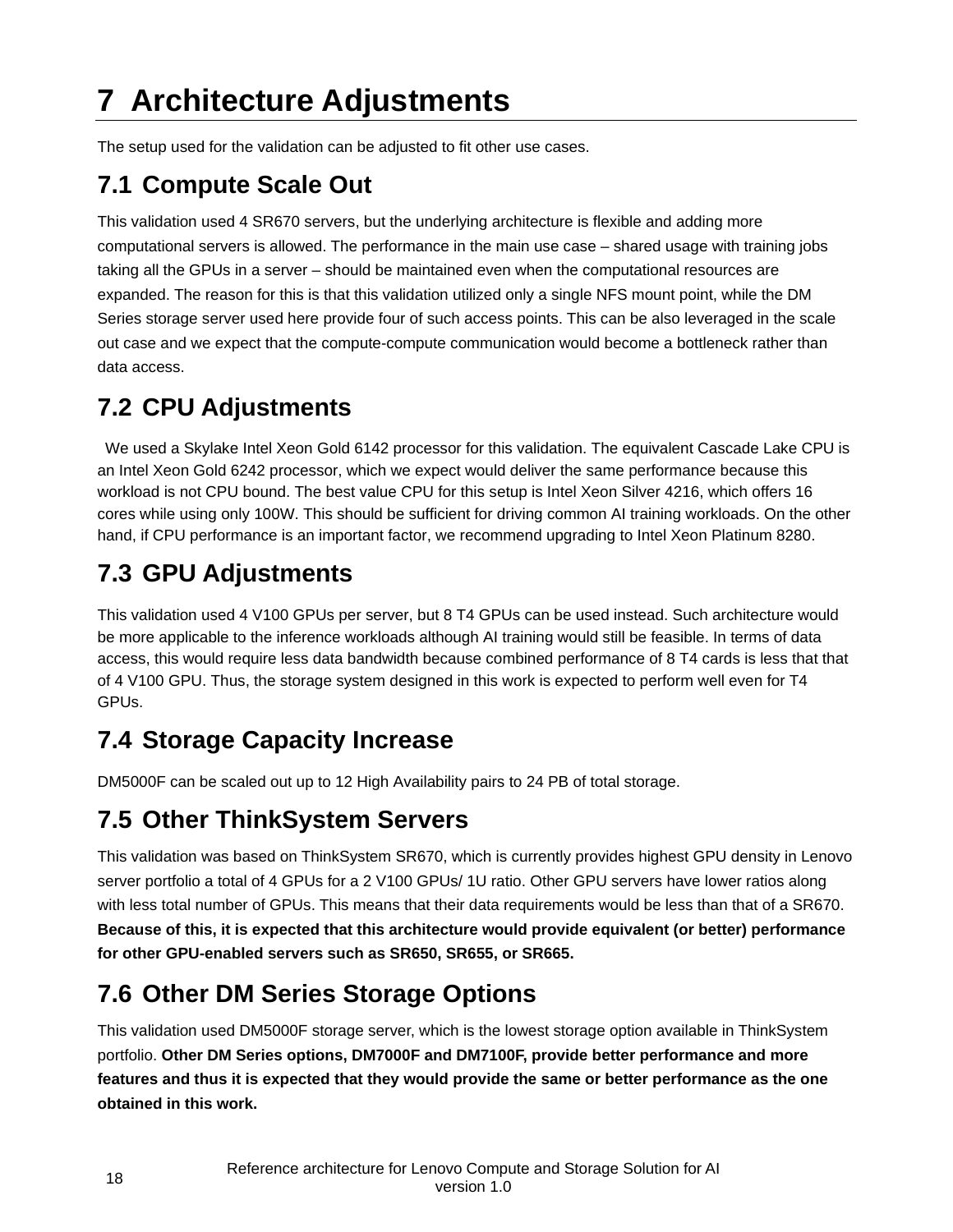# 7 Architecture Adjustments

The setup used for the validation can be adjusted to fit other use cases.

## 7.1 Compute Scale Out

This validation used 4 SR670 servers, but the underlying architecture is flexible and adding more computational servers is allowed. The performance in the main use case – shared usage with training jobs taking all the GPUs in a server – should be maintained even when the computational resources are expanded. The reason for this is that this validation utilized only a single NFS mount point, while the DM Series storage server used here provide four of such access points. This can be also leveraged in the scale out case and we expect that the compute-compute communication would become a bottleneck rather than data access.

## 7.2 CPU Adjustments

We used a Skylake Intel Xeon Gold 6142 processor for this validation. The equivalent Cascade Lake CPU is an Intel Xeon Gold 6242 processor, which we expect would deliver the same performance because this workload is not CPU bound. The best value CPU for this setup is Intel Xeon Silver 4216, which offers 16 cores while using only 100W. This should be sufficient for driving common AI training workloads. On the other hand, if CPU performance is an important factor, we recommend upgrading to Intel Xeon Platinum 8280.

## 7.3 GPU Adjustments

This validation used 4 V100 GPUs per server, but 8 T4 GPUs can be used instead. Such architecture would be more applicable to the inference workloads although AI training would still be feasible. In terms of data access, this would require less data bandwidth because combined performance of 8 T4 cards is less that that of 4 V100 GPU. Thus, the storage system designed in this work is expected to perform well even for T4 GPUs.

## 7.4 Storage Capacity Increase

DM5000F can be scaled out up to 12 High Availability pairs to 24 PB of total storage.

## 7.5 Other ThinkSystem Servers

This validation was based on ThinkSystem SR670, which is currently provides highest GPU density in Lenovo server portfolio a total of 4 GPUs for a 2 V100 GPUs/ 1U ratio. Other GPU servers have lower ratios along with less total number of GPUs. This means that their data requirements would be less than that of a SR670. **Because of this, it is expected that this architecture would provide equivalent (or better) performance for other GPU-enabled servers such as SR650, SR655, or SR665.**

## 7.6 Other DM Series Storage Options

This validation used DM5000F storage server, which is the lowest storage option available in ThinkSystem portfolio. **Other DM Series options, DM7000F and DM7100F, provide better performance and more features and thus it is expected that they would provide the same or better performance as the one obtained in this work.**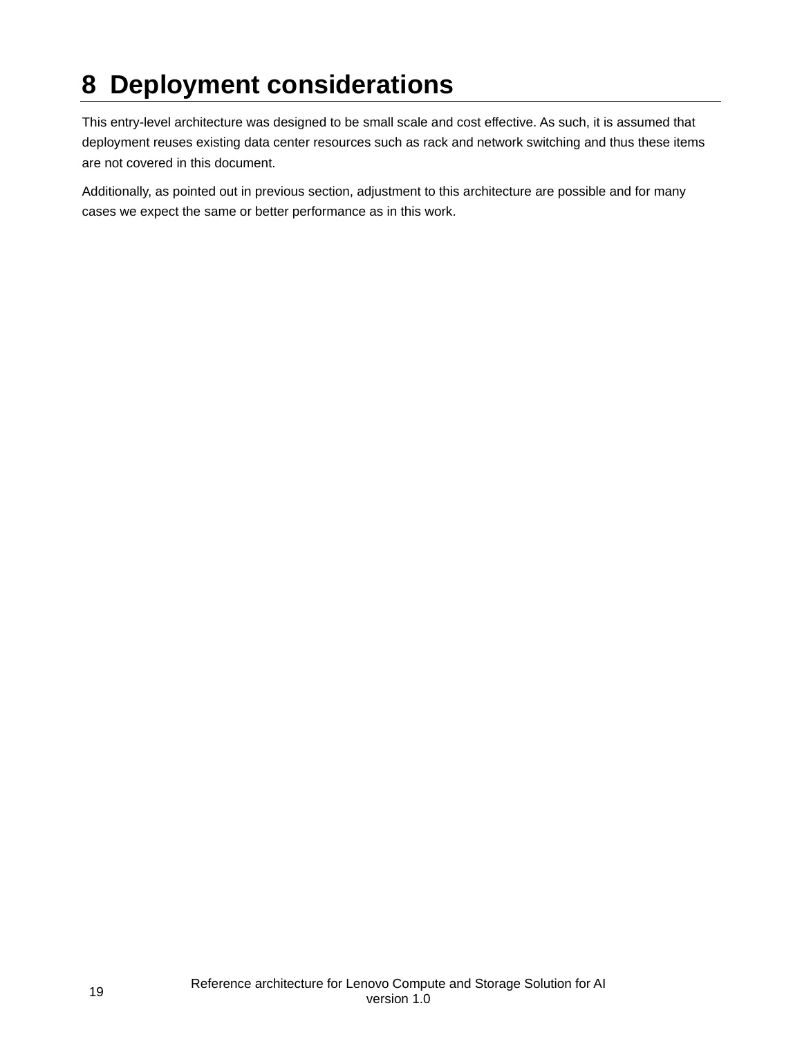# 8 Deployment considerations

This entry-level architecture was designed to be small scale and cost effective. As such, it is assumed that deployment reuses existing data center resources such as rack and network switching and thus these items are not covered in this document.

Additionally, as pointed out in previous section, adjustment to this architecture are possible and for many cases we expect the same or better performance as in this work.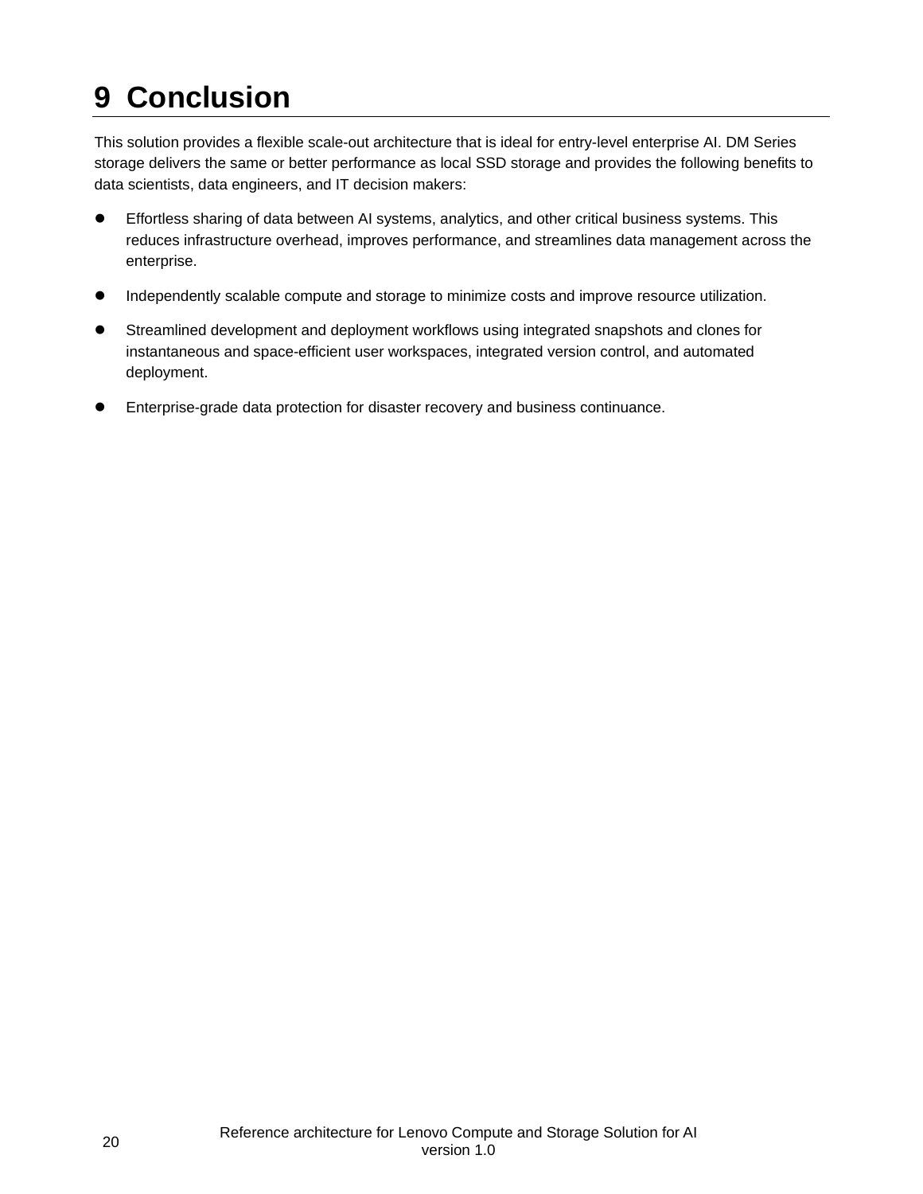# 9 Conclusion

This solution provides a flexible scale-out architecture that is ideal for entry-level enterprise AI. DM Series storage delivers the same or better performance as local SSD storage and provides the following benefits to data scientists, data engineers, and IT decision makers:

- Effortless sharing of data between AI systems, analytics, and other critical business systems. This reduces infrastructure overhead, improves performance, and streamlines data management across the enterprise.
- Independently scalable compute and storage to minimize costs and improve resource utilization.
- Streamlined development and deployment workflows using integrated snapshots and clones for instantaneous and space-efficient user workspaces, integrated version control, and automated deployment.
- Enterprise-grade data protection for disaster recovery and business continuance.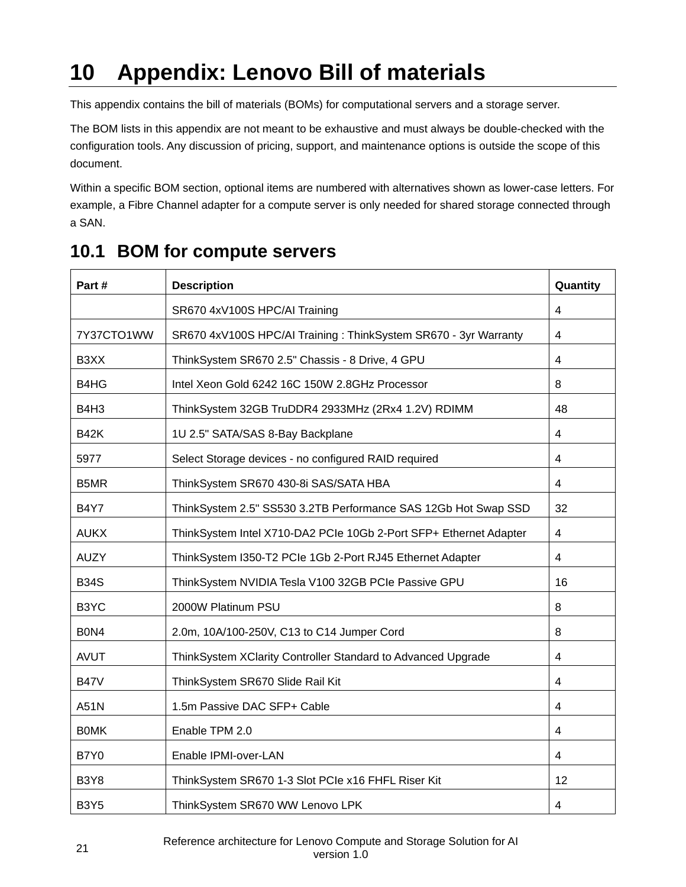# 10 Appendix: Lenovo Bill of materials

This appendix contains the bill of materials (BOMs) for computational servers and a storage server.

The BOM lists in this appendix are not meant to be exhaustive and must always be double-checked with the configuration tools. Any discussion of pricing, support, and maintenance options is outside the scope of this document.

Within a specific BOM section, optional items are numbered with alternatives shown as lower-case letters. For example, a Fibre Channel adapter for a compute server is only needed for shared storage connected through a SAN.

## 10.1 BOM for compute servers

| Part # | Description | Quantity |
|---|---|---|
| | SR670 4xV100S HPC/AI Training | 4 |
| 7Y37CTO1WW | SR670 4xV100S HPC/AI Training : ThinkSystem SR670 - 3yr Warranty | 4 |
| B3XX | ThinkSystem SR670 2.5" Chassis - 8 Drive, 4 GPU | 4 |
| B4HG | Intel Xeon Gold 6242 16C 150W 2.8GHz Processor | 8 |
| B4H3 | ThinkSystem 32GB TruDDR4 2933MHz (2Rx4 1.2V) RDIMM | 48 |
| B42K | 1U 2.5" SATA/SAS 8-Bay Backplane | 4 |
| 5977 | Select Storage devices - no configured RAID required | 4 |
| B5MR | ThinkSystem SR670 430-8i SAS/SATA HBA | 4 |
| B4Y7 | ThinkSystem 2.5" SS530 3.2TB Performance SAS 12Gb Hot Swap SSD | 32 |
| AUKX | ThinkSystem Intel X710-DA2 PCIe 10Gb 2-Port SFP+ Ethernet Adapter | 4 |
| AUZY | ThinkSystem I350-T2 PCIe 1Gb 2-Port RJ45 Ethernet Adapter | 4 |
| B34S | ThinkSystem NVIDIA Tesla V100 32GB PCIe Passive GPU | 16 |
| B3YC | 2000W Platinum PSU | 8 |
| B0N4 | 2.0m, 10A/100-250V, C13 to C14 Jumper Cord | 8 |
| AVUT | ThinkSystem XClarity Controller Standard to Advanced Upgrade | 4 |
| B47V | ThinkSystem SR670 Slide Rail Kit | 4 |
| A51N | 1.5m Passive DAC SFP+ Cable | 4 |
| B0MK | Enable TPM 2.0 | 4 |
| B7Y0 | Enable IPMI-over-LAN | 4 |
| B3Y8 | ThinkSystem SR670 1-3 Slot PCIe x16 FHFL Riser Kit | 12 |
| B3Y5 | ThinkSystem SR670 WW Lenovo LPK | 4 |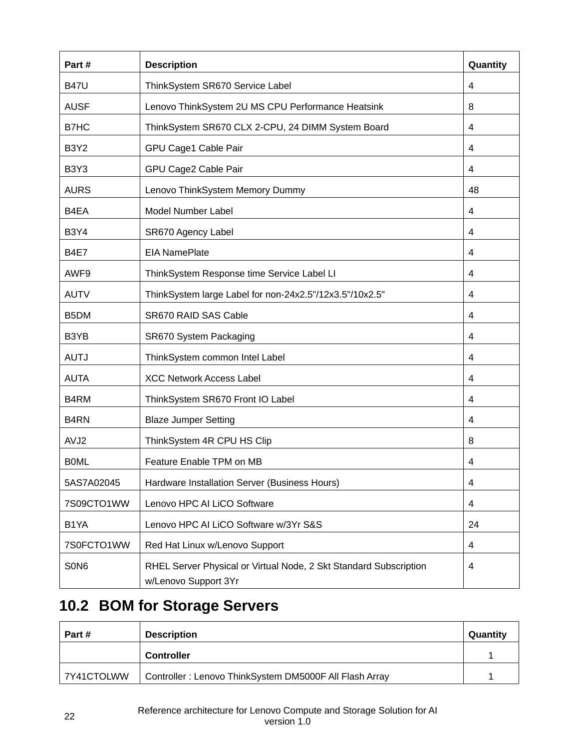| Part # | Description | Quantity |
| --- | --- | --- |
| B47U | ThinkSystem SR670 Service Label | 4 |
| AUSF | Lenovo ThinkSystem 2U MS CPU Performance Heatsink | 8 |
| B7HC | ThinkSystem SR670 CLX 2-CPU, 24 DIMM System Board | 4 |
| B3Y2 | GPU Cage1 Cable Pair | 4 |
| B3Y3 | GPU Cage2 Cable Pair | 4 |
| AURS | Lenovo ThinkSystem Memory Dummy | 48 |
| B4EA | Model Number Label | 4 |
| B3Y4 | SR670 Agency Label | 4 |
| B4E7 | EIA NamePlate | 4 |
| AWF9 | ThinkSystem Response time Service Label LI | 4 |
| AUTV | ThinkSystem large Label for non-24x2.5"/12x3.5"/10x2.5" | 4 |
| B5DM | SR670 RAID SAS Cable | 4 |
| B3YB | SR670 System Packaging | 4 |
| AUTJ | ThinkSystem common Intel Label | 4 |
| AUTA | XCC Network Access Label | 4 |
| B4RM | ThinkSystem SR670 Front IO Label | 4 |
| B4RN | Blaze Jumper Setting | 4 |
| AVJ2 | ThinkSystem 4R CPU HS Clip | 8 |
| B0ML | Feature Enable TPM on MB | 4 |
| 5AS7A02045 | Hardware Installation Server (Business Hours) | 4 |
| 7S09CTO1WW | Lenovo HPC AI LiCO Software | 4 |
| B1YA | Lenovo HPC AI LiCO Software w/3Yr S&S | 24 |
| 7S0FCTO1WW | Red Hat Linux w/Lenovo Support | 4 |
| S0N6 | RHEL Server Physical or Virtual Node, 2 Skt Standard Subscription w/Lenovo Support 3Yr | 4 |

## 10.2 BOM for Storage Servers

| Part # | Description | Quantity |
| --- | --- | --- |
| | **Controller** | 1 |
| 7Y41CTOLWW | Controller : Lenovo ThinkSystem DM5000F All Flash Array | 1 |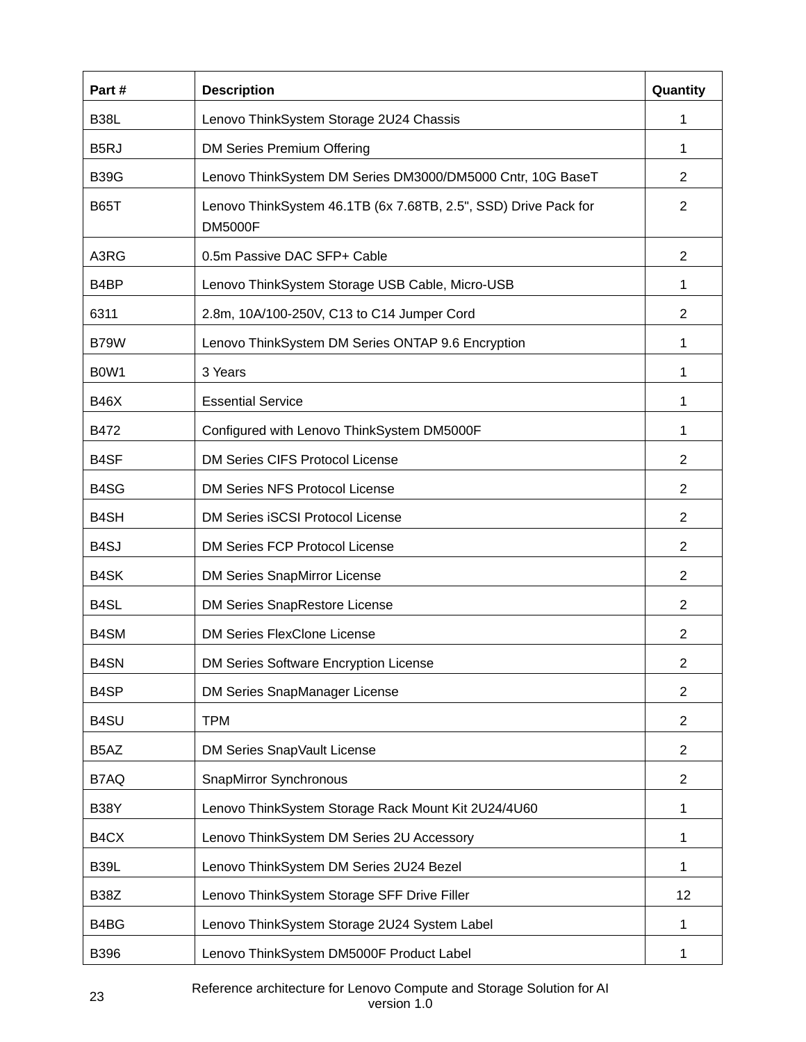| Part # | Description | Quantity |
|---|---|---|
| B38L | Lenovo ThinkSystem Storage 2U24 Chassis | 1 |
| B5RJ | DM Series Premium Offering | 1 |
| B39G | Lenovo ThinkSystem DM Series DM3000/DM5000 Cntr, 10G BaseT | 2 |
| B65T | Lenovo ThinkSystem 46.1TB (6x 7.68TB, 2.5", SSD) Drive Pack for DM5000F | 2 |
| A3RG | 0.5m Passive DAC SFP+ Cable | 2 |
| B4BP | Lenovo ThinkSystem Storage USB Cable, Micro-USB | 1 |
| 6311 | 2.8m, 10A/100-250V, C13 to C14 Jumper Cord | 2 |
| B79W | Lenovo ThinkSystem DM Series ONTAP 9.6 Encryption | 1 |
| B0W1 | 3 Years | 1 |
| B46X | Essential Service | 1 |
| B472 | Configured with Lenovo ThinkSystem DM5000F | 1 |
| B4SF | DM Series CIFS Protocol License | 2 |
| B4SG | DM Series NFS Protocol License | 2 |
| B4SH | DM Series iSCSI Protocol License | 2 |
| B4SJ | DM Series FCP Protocol License | 2 |
| B4SK | DM Series SnapMirror License | 2 |
| B4SL | DM Series SnapRestore License | 2 |
| B4SM | DM Series FlexClone License | 2 |
| B4SN | DM Series Software Encryption License | 2 |
| B4SP | DM Series SnapManager License | 2 |
| B4SU | TPM | 2 |
| B5AZ | DM Series SnapVault License | 2 |
| B7AQ | SnapMirror Synchronous | 2 |
| B38Y | Lenovo ThinkSystem Storage Rack Mount Kit 2U24/4U60 | 1 |
| B4CX | Lenovo ThinkSystem DM Series 2U Accessory | 1 |
| B39L | Lenovo ThinkSystem DM Series 2U24 Bezel | 1 |
| B38Z | Lenovo ThinkSystem Storage SFF Drive Filler | 12 |
| B4BG | Lenovo ThinkSystem Storage 2U24 System Label | 1 |
| B396 | Lenovo ThinkSystem DM5000F Product Label | 1 |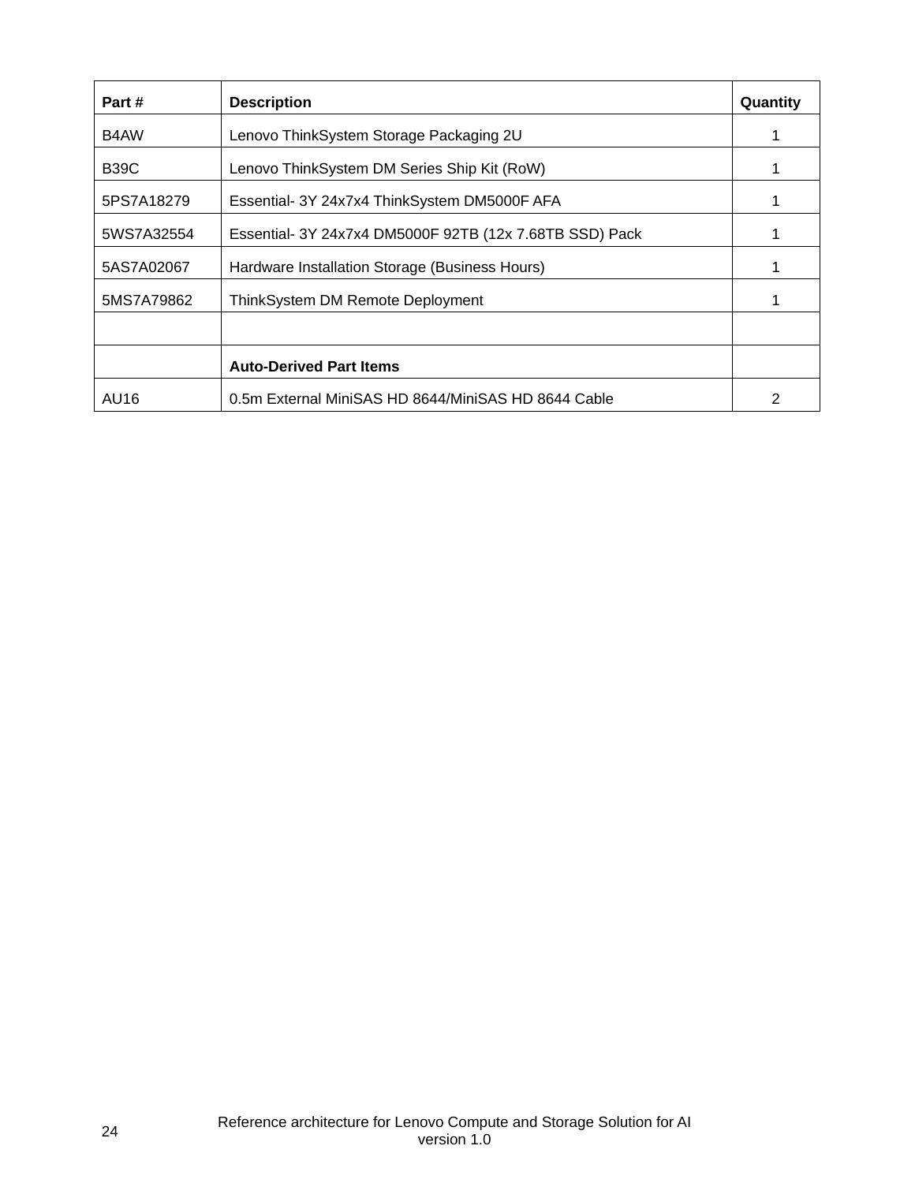| Part # | Description | Quantity |
|---|---|---|
| B4AW | Lenovo ThinkSystem Storage Packaging 2U | 1 |
| B39C | Lenovo ThinkSystem DM Series Ship Kit (RoW) | 1 |
| 5PS7A18279 | Essential- 3Y 24x7x4 ThinkSystem DM5000F AFA | 1 |
| 5WS7A32554 | Essential- 3Y 24x7x4 DM5000F 92TB (12x 7.68TB SSD) Pack | 1 |
| 5AS7A02067 | Hardware Installation Storage (Business Hours) | 1 |
| 5MS7A79862 | ThinkSystem DM Remote Deployment | 1 |
| | | |
| | **Auto-Derived Part Items** | |
| AU16 | 0.5m External MiniSAS HD 8644/MiniSAS HD 8644 Cable | 2 |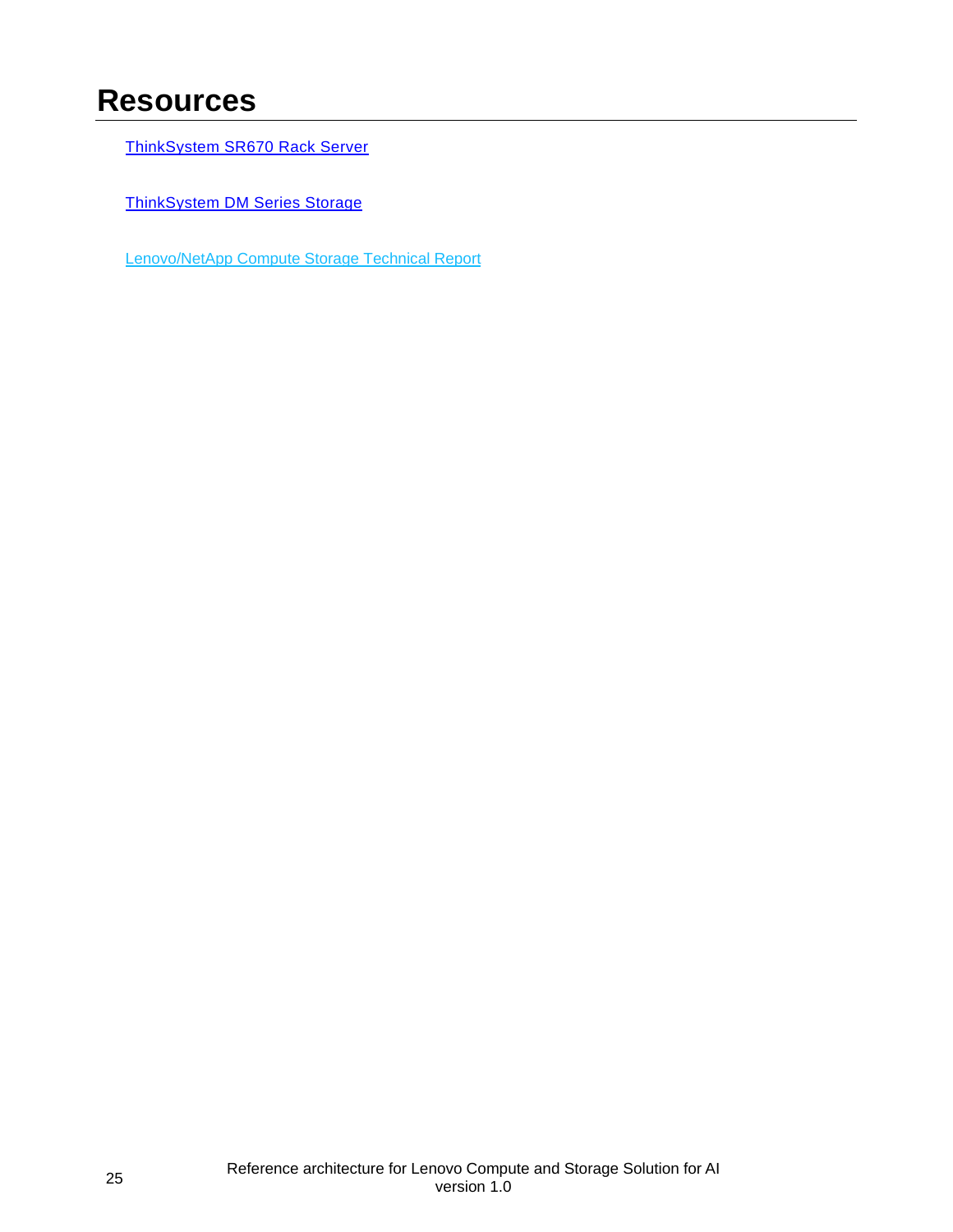# Resources

ThinkSystem SR670 Rack Server

ThinkSystem DM Series Storage

Lenovo/NetApp Compute Storage Technical Report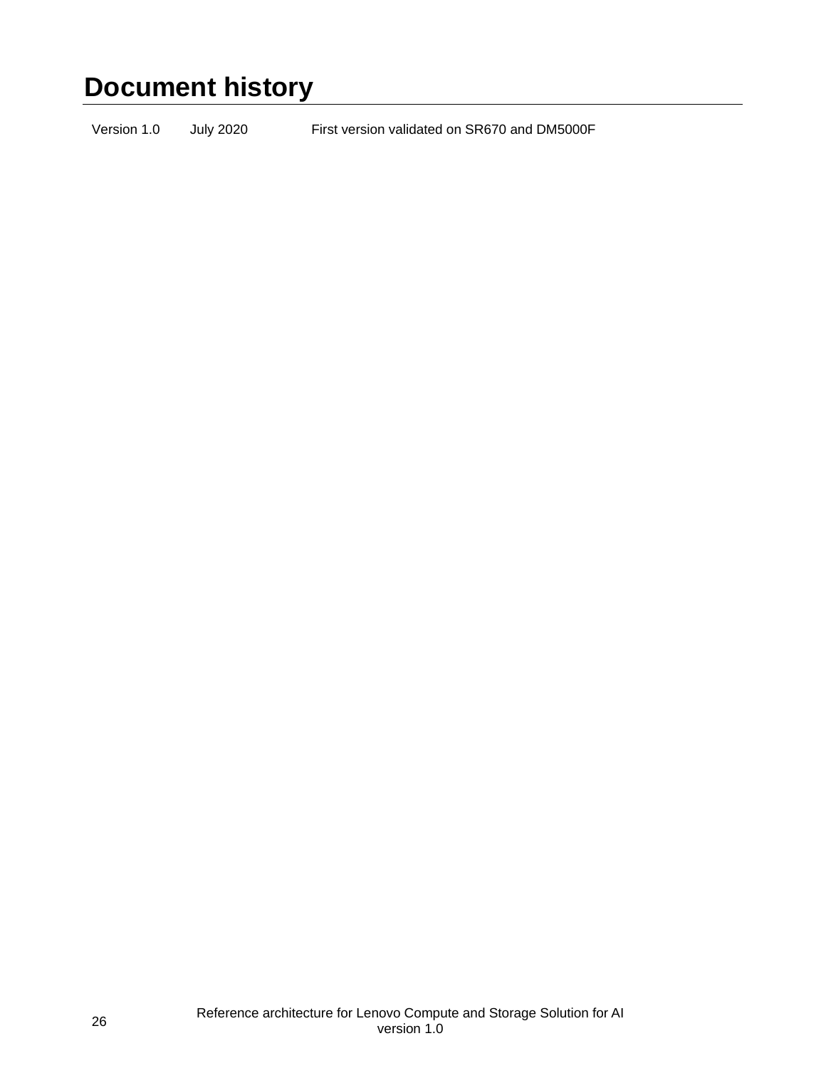# Document history

| | | |
|---|---|---|
| Version 1.0 | July 2020 | First version validated on SR670 and DM5000F |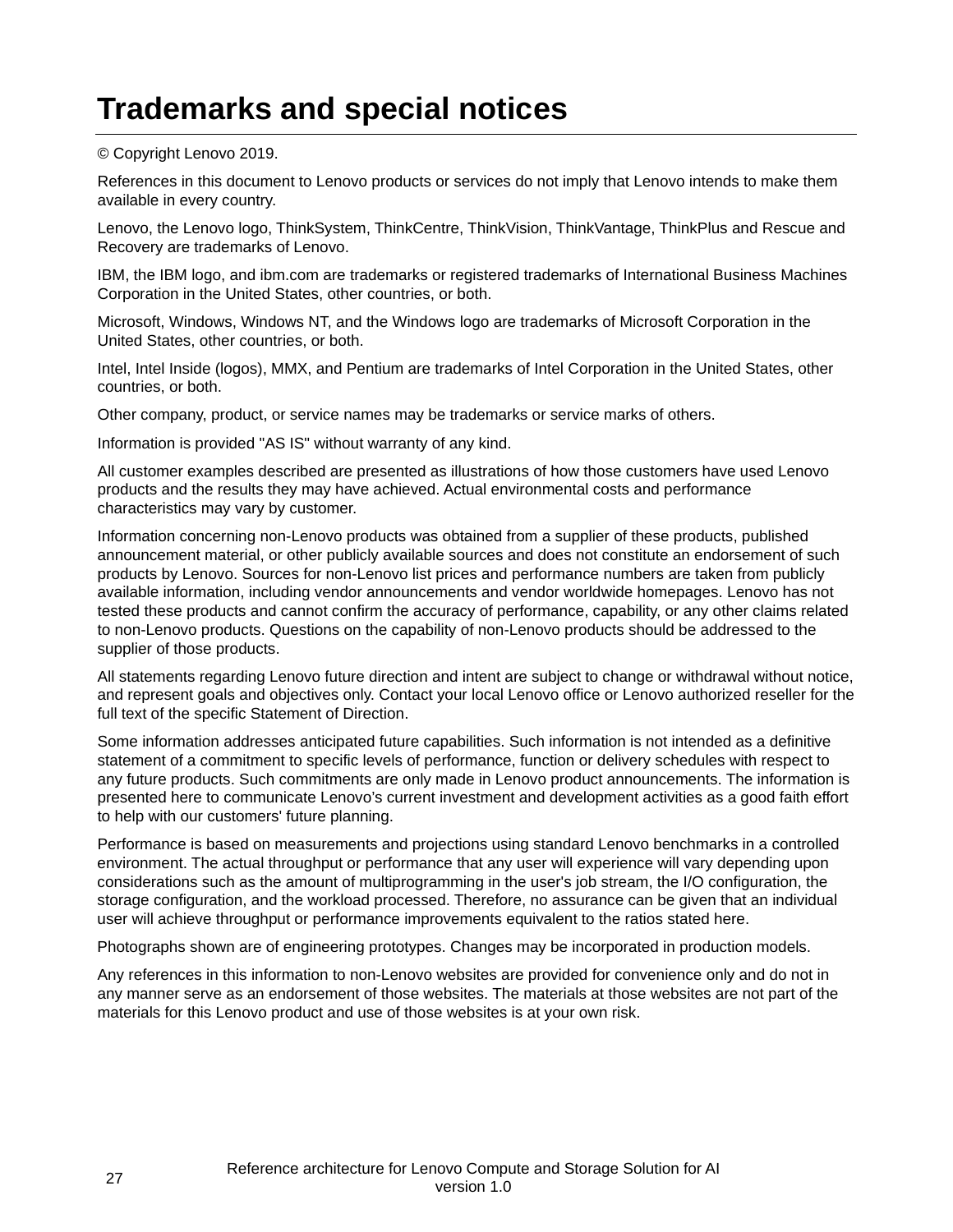# Trademarks and special notices

© Copyright Lenovo 2019.

References in this document to Lenovo products or services do not imply that Lenovo intends to make them available in every country.

Lenovo, the Lenovo logo, ThinkSystem, ThinkCentre, ThinkVision, ThinkVantage, ThinkPlus and Rescue and Recovery are trademarks of Lenovo.

IBM, the IBM logo, and ibm.com are trademarks or registered trademarks of International Business Machines Corporation in the United States, other countries, or both.

Microsoft, Windows, Windows NT, and the Windows logo are trademarks of Microsoft Corporation in the United States, other countries, or both.

Intel, Intel Inside (logos), MMX, and Pentium are trademarks of Intel Corporation in the United States, other countries, or both.

Other company, product, or service names may be trademarks or service marks of others.

Information is provided "AS IS" without warranty of any kind.

All customer examples described are presented as illustrations of how those customers have used Lenovo products and the results they may have achieved. Actual environmental costs and performance characteristics may vary by customer.

Information concerning non-Lenovo products was obtained from a supplier of these products, published announcement material, or other publicly available sources and does not constitute an endorsement of such products by Lenovo. Sources for non-Lenovo list prices and performance numbers are taken from publicly available information, including vendor announcements and vendor worldwide homepages. Lenovo has not tested these products and cannot confirm the accuracy of performance, capability, or any other claims related to non-Lenovo products. Questions on the capability of non-Lenovo products should be addressed to the supplier of those products.

All statements regarding Lenovo future direction and intent are subject to change or withdrawal without notice, and represent goals and objectives only. Contact your local Lenovo office or Lenovo authorized reseller for the full text of the specific Statement of Direction.

Some information addresses anticipated future capabilities. Such information is not intended as a definitive statement of a commitment to specific levels of performance, function or delivery schedules with respect to any future products. Such commitments are only made in Lenovo product announcements. The information is presented here to communicate Lenovo's current investment and development activities as a good faith effort to help with our customers' future planning.

Performance is based on measurements and projections using standard Lenovo benchmarks in a controlled environment. The actual throughput or performance that any user will experience will vary depending upon considerations such as the amount of multiprogramming in the user's job stream, the I/O configuration, the storage configuration, and the workload processed. Therefore, no assurance can be given that an individual user will achieve throughput or performance improvements equivalent to the ratios stated here.

Photographs shown are of engineering prototypes. Changes may be incorporated in production models.

Any references in this information to non-Lenovo websites are provided for convenience only and do not in any manner serve as an endorsement of those websites. The materials at those websites are not part of the materials for this Lenovo product and use of those websites is at your own risk.